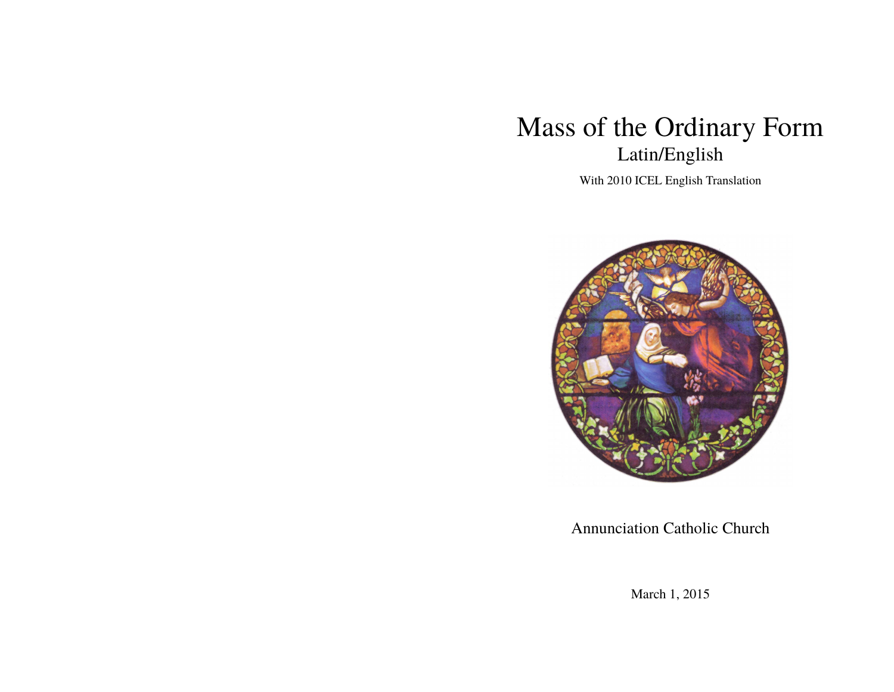# Mass of the Ordinary Form

## Latin/English

With 2010 ICEL English Translation

Annunciation Catholic Church

March 1, 2015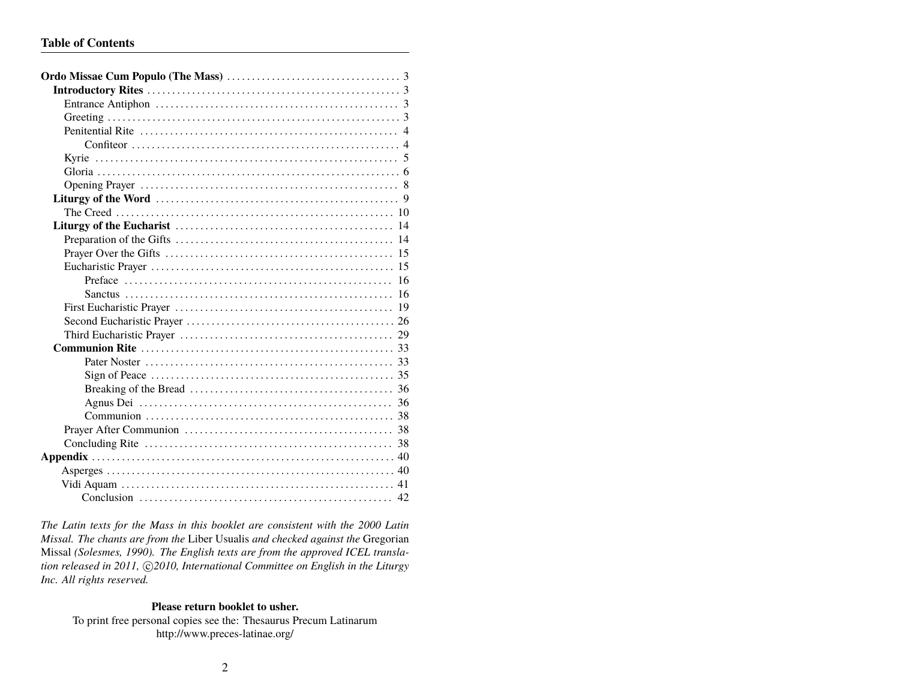## Table of Contents

**Ordo Missae Cum Populo (The Mass)** .................................. 3
- **Introductory Rites** .................................. 3
  - Entrance Antiphon .................................. 3
  - Greeting .................................. 3
  - Penitential Rite .................................. 4
    - Confiteor .................................. 4
  - Kyrie .................................. 5
  - Gloria .................................. 6
  - Opening Prayer .................................. 8
- **Liturgy of the Word** .................................. 9
  - The Creed .................................. 10
- **Liturgy of the Eucharist** .................................. 14
  - Preparation of the Gifts .................................. 14
  - Prayer Over the Gifts .................................. 15
  - Eucharistic Prayer .................................. 15
    - Preface .................................. 16
    - Sanctus .................................. 16
  - First Eucharistic Prayer .................................. 19
  - Second Eucharistic Prayer .................................. 26
  - Third Eucharistic Prayer .................................. 29
- **Communion Rite** .................................. 33
    - Pater Noster .................................. 33
    - Sign of Peace .................................. 35
    - Breaking of the Bread .................................. 36
    - Agnus Dei .................................. 36
    - Communion .................................. 38
  - Prayer After Communion .................................. 38
  - Concluding Rite .................................. 38

**Appendix** .................................. 40
- Asperges .................................. 40
- Vidi Aquam .................................. 41
  - Conclusion .................................. 42

*The Latin texts for the Mass in this booklet are consistent with the 2000 Latin Missal. The chants are from the* Liber Usualis *and checked against the* Gregorian Missal *(Solesmes, 1990). The English texts are from the approved ICEL translation released in 2011, ©2010, International Committee on English in the Liturgy Inc. All rights reserved.*

**Please return booklet to usher.**

To print free personal copies see the: Thesaurus Precum Latinarum
http://www.preces-latinae.org/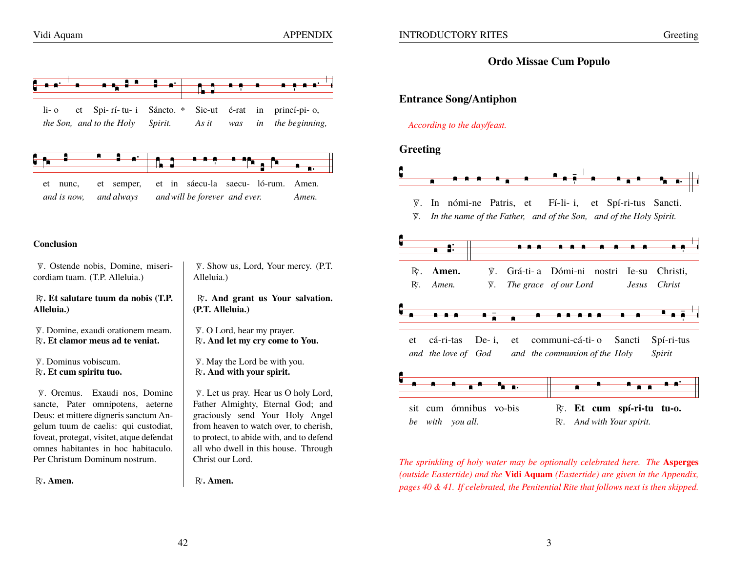li- o et Spi- rí- tu- i Sáncto. * Sic-ut é-rat in princí-pi- o,
*the Son, and to the Holy Spirit. As it was in the beginning,*

et nunc, et semper, et in sáecu-la saecu- ló-rum. Amen.
*and is now, and always and will be forever and ever. Amen.*

**Conclusion**

℣. Ostende nobis, Domine, misericordiam tuam. (T.P. Alleluia.)

℟. **Et salutare tuum da nobis (T.P. Alleluia.)**

℣. Domine, exaudi orationem meam.
℟. **Et clamor meus ad te veniat.**

℣. Dominus vobiscum.
℟. **Et cum spiritu tuo.**

℣. Oremus. Exaudi nos, Domine sancte, Pater omnipotens, aeterne Deus: et mittere digneris sanctum Angelum tuum de caelis: qui custodiat, foveat, protegat, visitet, atque defendat omnes habitantes in hoc habitaculo. Per Christum Dominum nostrum.

℟. **Amen.**

℣. Show us, Lord, Your mercy. (P.T. Alleluia.)

℟. **And grant us Your salvation. (P.T. Alleluia.)**

℣. O Lord, hear my prayer.
℟. **And let my cry come to You.**

℣. May the Lord be with you.
℟. **And with your spirit.**

℣. Let us pray. Hear us O holy Lord, Father Almighty, Eternal God; and graciously send Your Holy Angel from heaven to watch over, to cherish, to protect, to abide with, and to defend all who dwell in this house. Through Christ our Lord.

℟. **Amen.**

# Ordo Missae Cum Populo

## Entrance Song/Antiphon

*According to the day/feast.*

## Greeting

℣. In nómi-ne Patris, et Fí-li- i, et Spí-ri-tus Sancti.
℣. *In the name of the Father, and of the Son, and of the Holy Spirit.*

℟. **Amen.** ℣. Grá-ti- a Dómi-ni nostri Ie-su Christi,
℟. *Amen.* ℣. *The grace of our Lord Jesus Christ*

et cá-ri-tas De- i, et communi-cá-ti- o Sancti Spí-ri-tus
*and the love of God and the communion of the Holy Spirit*

sit cum ómnibus vo-bis ℟. **Et cum spí-ri-tu tu-o.**
*be with you all.* ℟. *And with Your spirit.*

*The sprinkling of holy water may be optionally celebrated here. The* **Asperges** *(outside Eastertide) and the* **Vidi Aquam** *(Eastertide) are given in the Appendix, pages 40 & 41. If celebrated, the Penitential Rite that follows next is then skipped.*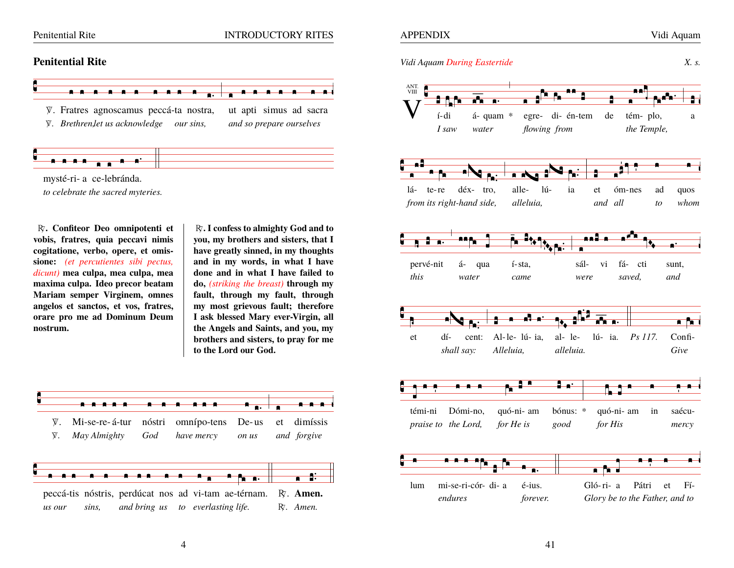## Penitential Rite

℣. Fratres agnoscamus peccá-ta nostra, ut apti simus ad sacra mysté-ri- a ce-lebránda.

℣. *Brethren,let us acknowledge our sins, and so prepare ourselves to celebrate the sacred myteries.*

**℟. Confiteor Deo omnipotenti et vobis, fratres, quia peccavi nimis cogitatione, verbo, opere, et omissione:** *(et percutientes sibi pectus, dicunt)* **mea culpa, mea culpa, mea maxima culpa. Ideo precor beatam Mariam semper Virginem, omnes angelos et sanctos, et vos, fratres, orare pro me ad Dominum Deum nostrum.**

**℟. I confess to almighty God and to you, my brothers and sisters, that I have greatly sinned, in my thoughts and in my words, in what I have done and in what I have failed to do,** *(striking the breast)* **through my fault, through my fault, through my most grievous fault; therefore I ask blessed Mary ever-Virgin, all the Angels and Saints, and you, my brothers and sisters, to pray for me to the Lord our God.**

℣. Mi-se-re- á-tur nóstri omnípo-tens De- us et dimíssis peccá-tis nóstris, perdúcat nos ad vi-tam ae-térnam. ℟. **Amen.**

℣. *May Almighty God have mercy on us and forgive us our sins, and bring us to everlasting life.* ℟. *Amen.*

*Vidi Aquam* During Eastertide — *X. s.*

ANT. VIII

V í-di á- quam * egre- di- én-tem de tém- plo, a lá- te-re déx- tro, alle- lú- ia et óm-nes ad quos pervé-nit á- qua í- sta, sál- vi fá- cti sunt, et dí- cent: Al- le- lú- ia, al- le- lú- ia. *Ps 117.* Confi-témi-ni Dómi-no, quó-ni- am bónus: * quó-ni- am in saécu-lum mi-se-ri-cór- di- a é-ius. Gló- ri- a Pátri et Fí-

*I saw water flowing from the Temple, from its right-hand side, alleluia, and all to whom this water came were saved, and shall say: Alleluia, alleluia. Give praise to the Lord, for He is good for His mercy endures forever. Glory be to the Father, and to*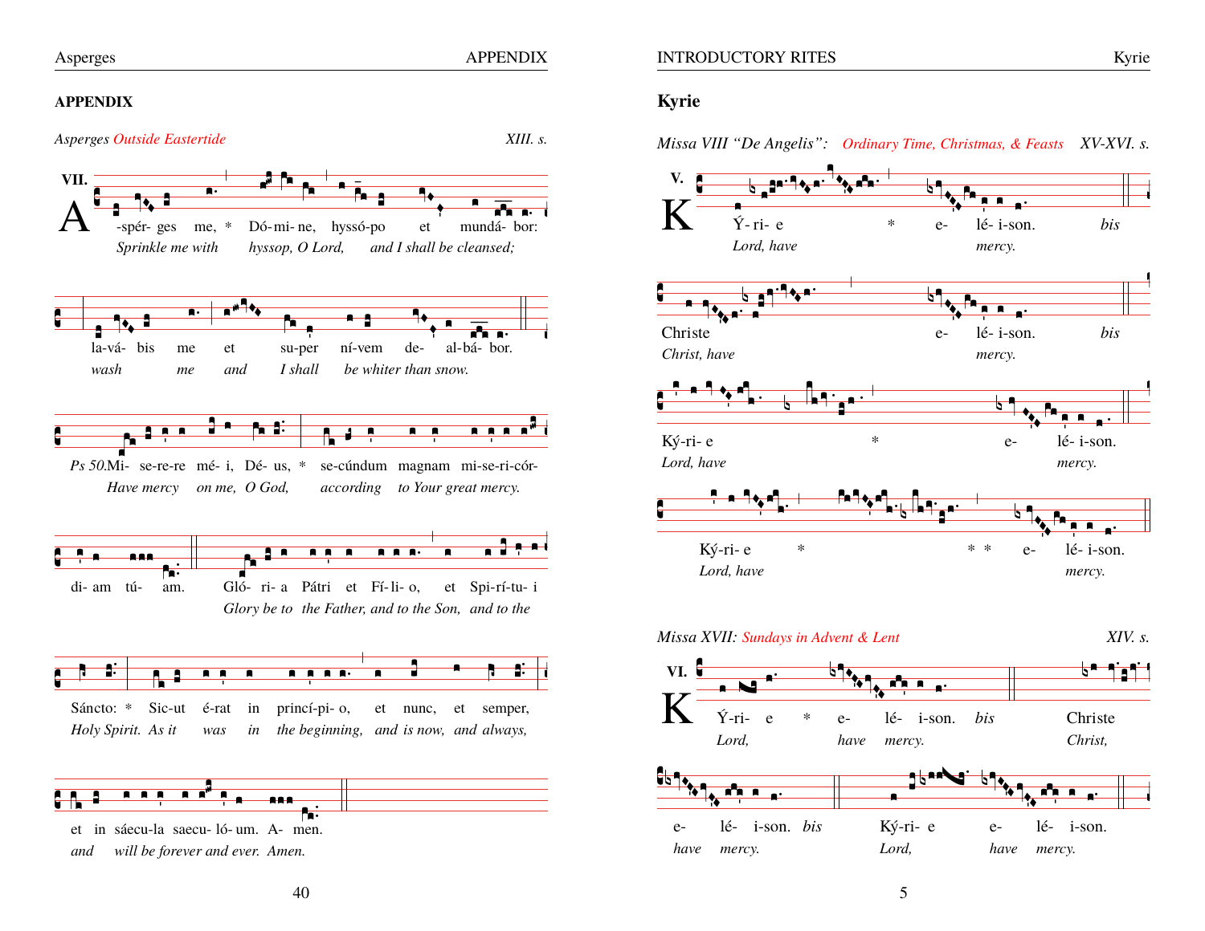## APPENDIX

*Asperges* Outside Eastertide — *XIII. s.*

VII.

A-spér- ges me, * Dó-mi-ne, hyssó-po et mundá- bor:
*Sprinkle me with hyssop, O Lord, and I shall be cleansed;*

la-vá- bis me et su-per ní-vem de- al-bá- bor.
*wash me and I shall be whiter than snow.*

*Ps 50.*Mi- se-re-re mé- i, Dé- us, * se-cúndum magnam mi-se-ri-cór-
*Have mercy on me, O God, according to Your great mercy.*

di- am tú- am. Gló- ri- a Pátri et Fí- li- o, et Spi-rí-tu- i
*Glory be to the Father, and to the Son, and to the*

Sáncto: * Sic-ut é-rat in princí-pi- o, et nunc, et semper,
*Holy Spirit. As it was in the beginning, and is now, and always,*

et in sáecu-la saecu- ló- um. A- men.
*and will be forever and ever. Amen.*

## Kyrie

*Missa VIII "De Angelis":* Ordinary Time, Christmas, & Feasts — *XV-XVI. s.*

V.

KÝ- ri- e * e- lé- i-son. *bis*
*Lord, have mercy.*

Christe e- lé- i-son. *bis*
*Christ, have mercy.*

Ký-ri- e * e- lé- i-son.
*Lord, have mercy.*

Ký-ri- e * * * e- lé- i-son.
*Lord, have mercy.*

*Missa XVII:* Sundays in Advent & Lent — *XIV. s.*

VI.

KÝ-ri- e * e- lé- i-son. *bis* Christe
*Lord, have mercy. Christ,*

e- lé- i-son. *bis* Ký-ri- e e- lé- i-son.
*have mercy. Lord, have mercy.*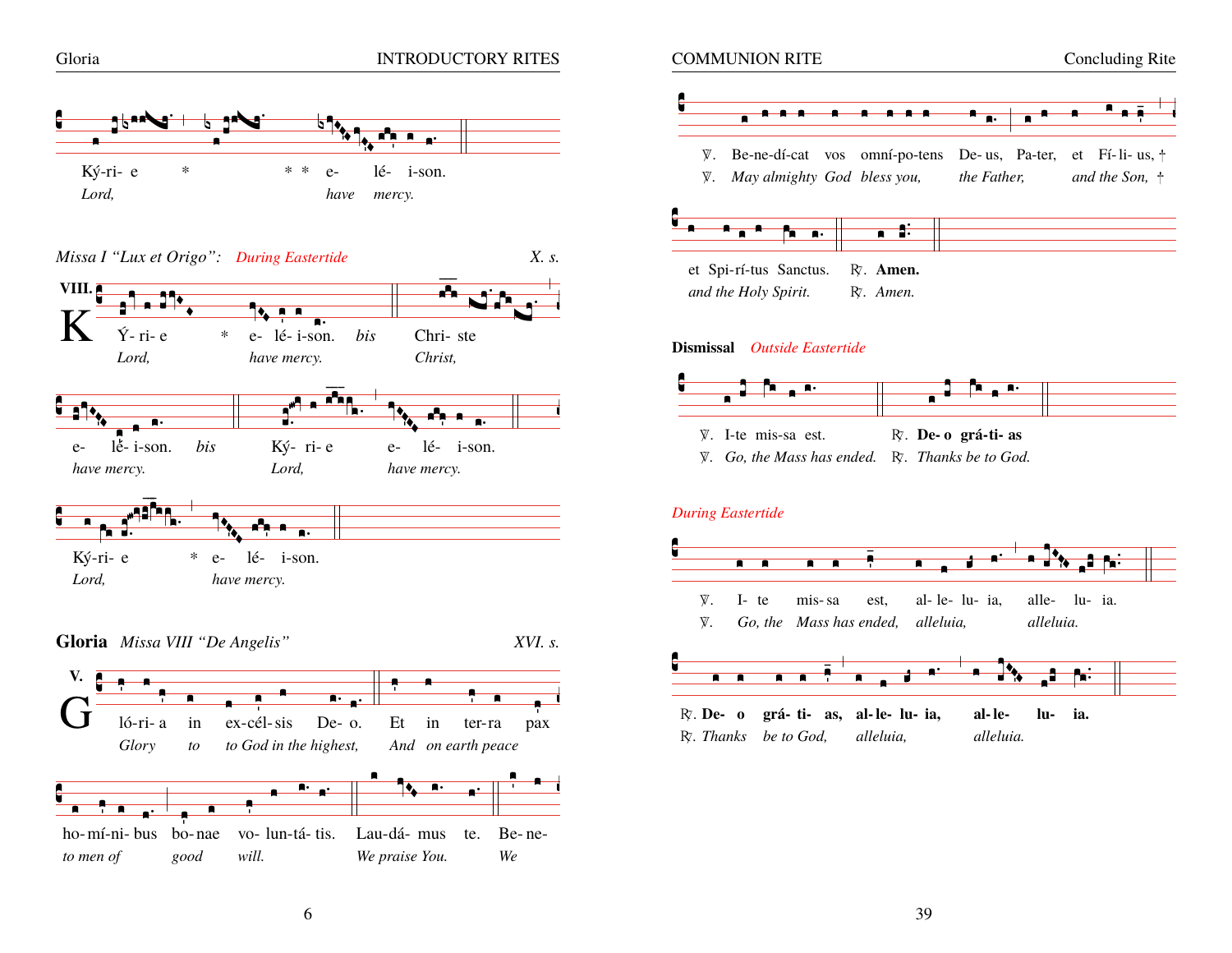Ký-ri- e * * * e- lé- i-son.
*Lord, have mercy.*

*Missa I "Lux et Origo":* *During Eastertide* X. s.

VIII.

K Ý- ri- e * e- lé- i-son. *bis* Chri- ste
*Lord, have mercy. Christ,*

e- lĕ- i-son. *bis* Ký- ri- e e- lé- i-son.
*have mercy. Lord, have mercy.*

Ký-ri- e * e- lé- i-son.
*Lord, have mercy.*

**Gloria** *Missa VIII "De Angelis"* XVI. s.

V.

G ló-ri- a in ex-cél-sis De- o. Et in ter-ra pax
*Glory to to God in the highest, And on earth peace*

ho-mí-ni- bus bo-nae vo- lun-tá- tis. Lau-dá- mus te. Be-ne-
*to men of good will. We praise You. We*

℣. Be-ne-dí-cat vos omní-po-tens De- us, Pa-ter, et Fí- li- us, ✝
℣. *May almighty God bless you, the Father, and the Son,* ✝

et Spi-rí-tus Sanctus. ℟. **Amen.**
*and the Holy Spirit.* ℟. *Amen.*

**Dismissal** *Outside Eastertide*

℣. I-te mis-sa est. ℟. **De- o grá-ti- as**
℣. *Go, the Mass has ended.* ℟. *Thanks be to God.*

*During Eastertide*

℣. I- te mis- sa est, al- le- lu- ia, alle- lu- ia.
℣. *Go, the Mass has ended, alleluia, alleluia.*

℟. **De- o grá- ti- as, al- le- lu- ia, al- le- lu- ia.**
℟. *Thanks be to God, alleluia, alleluia.*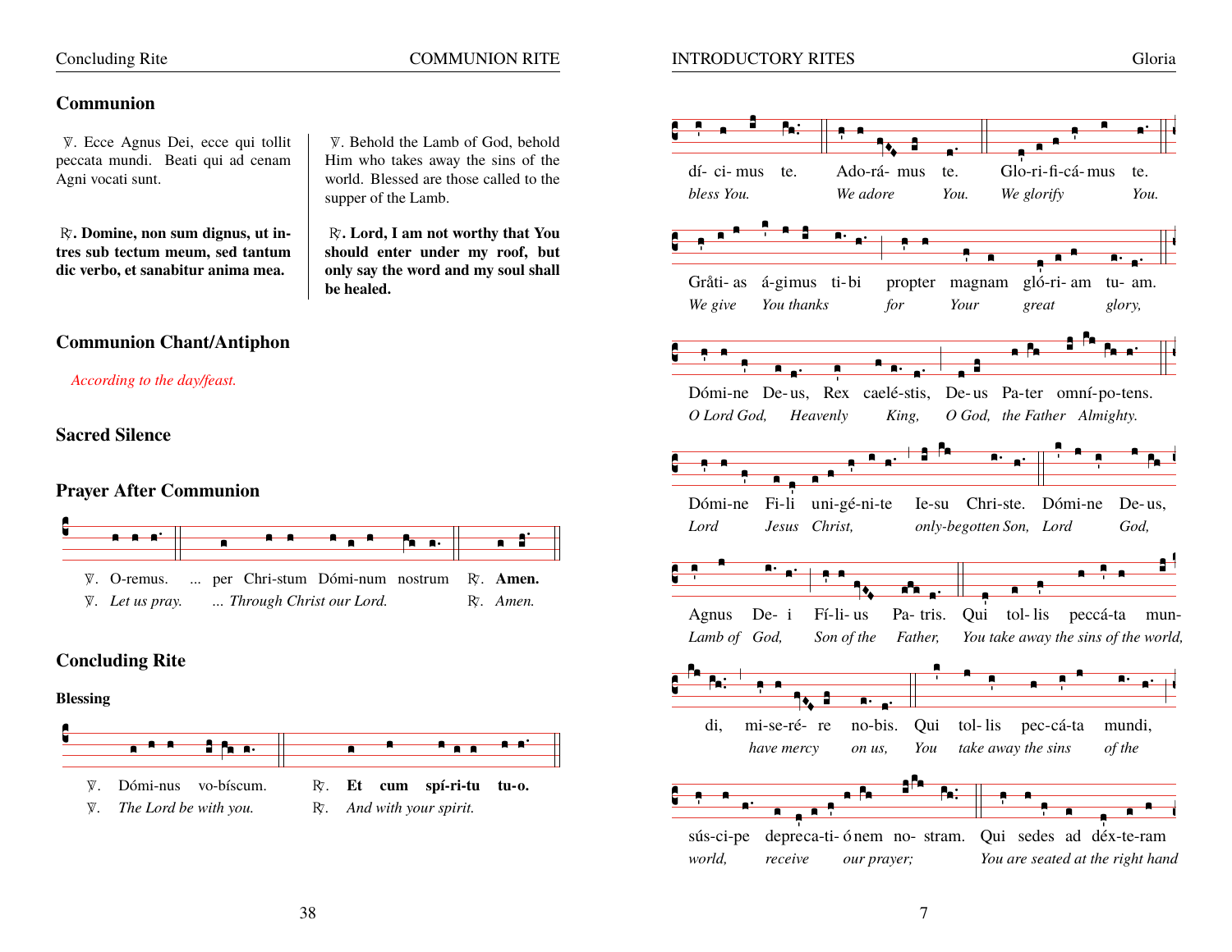## Communion

℣. Ecce Agnus Dei, ecce qui tollit peccata mundi. Beati qui ad cenam Agni vocati sunt.

℣. Behold the Lamb of God, behold Him who takes away the sins of the world. Blessed are those called to the supper of the Lamb.

℟. **Domine, non sum dignus, ut intres sub tectum meum, sed tantum dic verbo, et sanabitur anima mea.**

℟. **Lord, I am not worthy that You should enter under my roof, but only say the word and my soul shall be healed.**

## Communion Chant/Antiphon

*According to the day/feast.*

## Sacred Silence

## Prayer After Communion

℣. O-remus. ... per Chri-stum Dómi-num nostrum ℟. **Amen.**
℣. *Let us pray.* *... Through Christ our Lord.* ℟. *Amen.*

## Concluding Rite

### Blessing

℣. Dómi-nus vo-bíscum. ℟. **Et cum spí-ri-tu tu-o.**
℣. *The Lord be with you.* ℟. *And with your spirit.*

dí- ci- mus te. Ado-rá- mus te. Glo-ri-fi-cá- mus te.
*bless You. We adore You. We glorify You.*

Gråti- as á-gimus ti- bi propter magnam gló-ri- am tu- am.
*We give You thanks for Your great glory,*

Dómi-ne De- us, Rex caelé-stis, De- us Pa-ter omní-po-tens.
*O Lord God, Heavenly King, O God, the Father Almighty.*

Dómi-ne Fi- li uni-gé-ni-te Ie-su Chri-ste. Dómi-ne De- us,
*Lord Jesus Christ, only-begotten Son, Lord God,*

Agnus De- i Fí- li- us Pa- tris. Qui tol- lis peccá-ta mun-
*Lamb of God, Son of the Father, You take away the sins of the world,*

di, mi-se-ré- re no-bis. Qui tol- lis pec-cá-ta mundi,
*have mercy on us, You take away the sins of the*

sús-ci-pe depreca-ti- ó nem no- stram. Qui sedes ad déx-te-ram
*world, receive our prayer; You are seated at the right hand*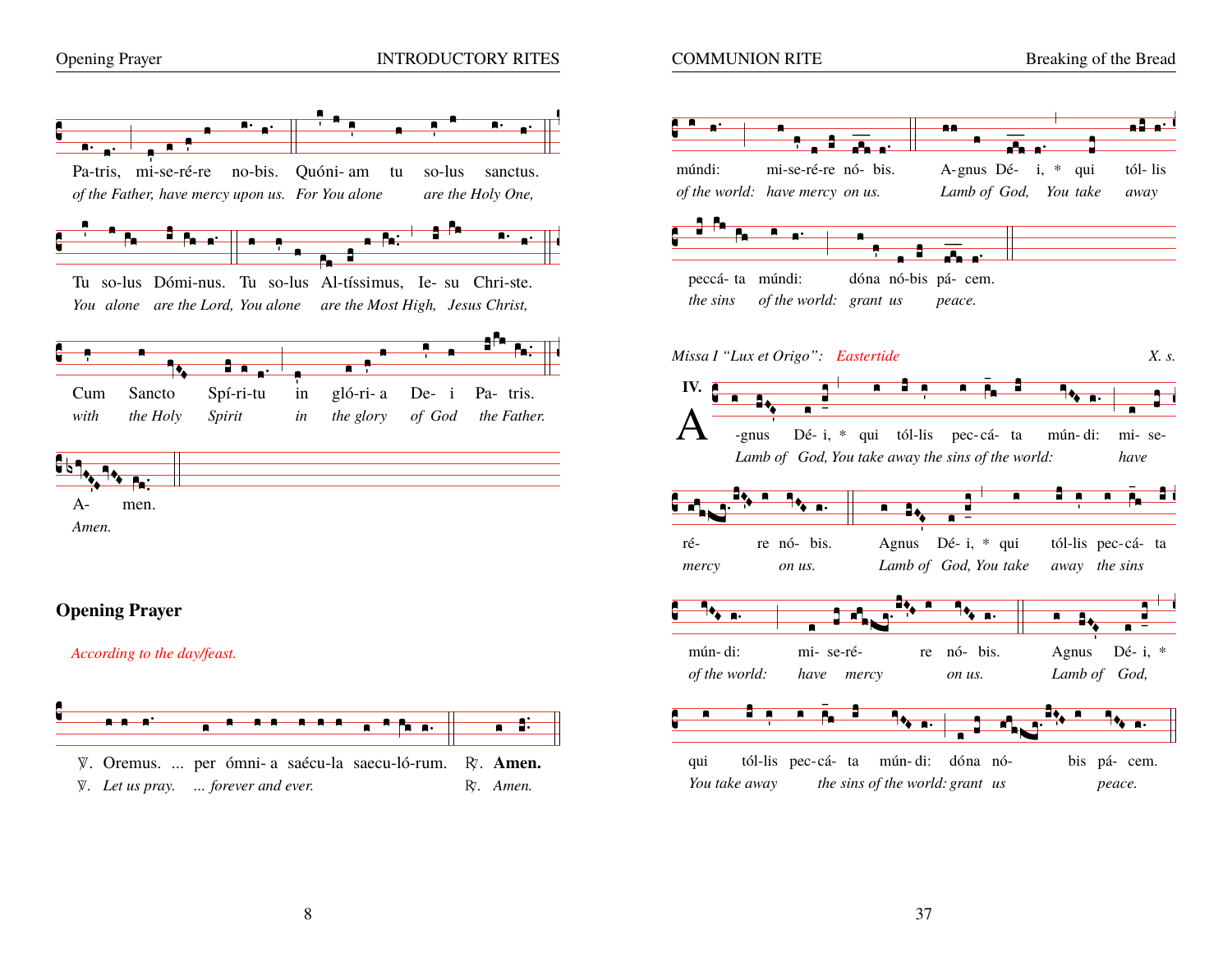Pa-tris, mi-se-ré-re no-bis. Quóni- am tu so-lus sanctus.
*of the Father, have mercy upon us. For You alone are the Holy One,*

Tu so-lus Dómi-nus. Tu so-lus Al-tíssimus, Ie- su Chri-ste.
*You alone are the Lord, You alone are the Most High, Jesus Christ,*

Cum Sancto Spí-ri-tu in gló-ri- a De- i Pa- tris.
*with the Holy Spirit in the glory of God the Father.*

A- men.
*Amen.*

## Opening Prayer

*According to the day/feast.*

℣. Oremus. ... per ómni- a saécu-la saecu-ló-rum. ℟. **Amen.**
℣. *Let us pray. ... forever and ever.* ℟. *Amen.*

múndi: mi-se-ré-re nó- bis. A- gnus Dé- i, * qui tól- lis
*of the world: have mercy on us. Lamb of God, You take away*

peccá- ta múndi: dóna nó-bis pá- cem.
*the sins of the world: grant us peace.*

*Missa I "Lux et Origo": Eastertide* *X. s.*

IV.

A -gnus Dé- i, * qui tól-lis pec-cá- ta mún- di: mi- se-
*Lamb of God, You take away the sins of the world: have*

ré- re nó- bis. Agnus Dé- i, * qui tól-lis pec-cá- ta
*mercy on us. Lamb of God, You take away the sins*

mún- di: mi- se-ré- re nó- bis. Agnus Dé- i, *
*of the world: have mercy on us. Lamb of God,*

qui tól-lis pec-cá- ta mún- di: dóna nó- bis pá- cem.
*You take away the sins of the world: grant us peace.*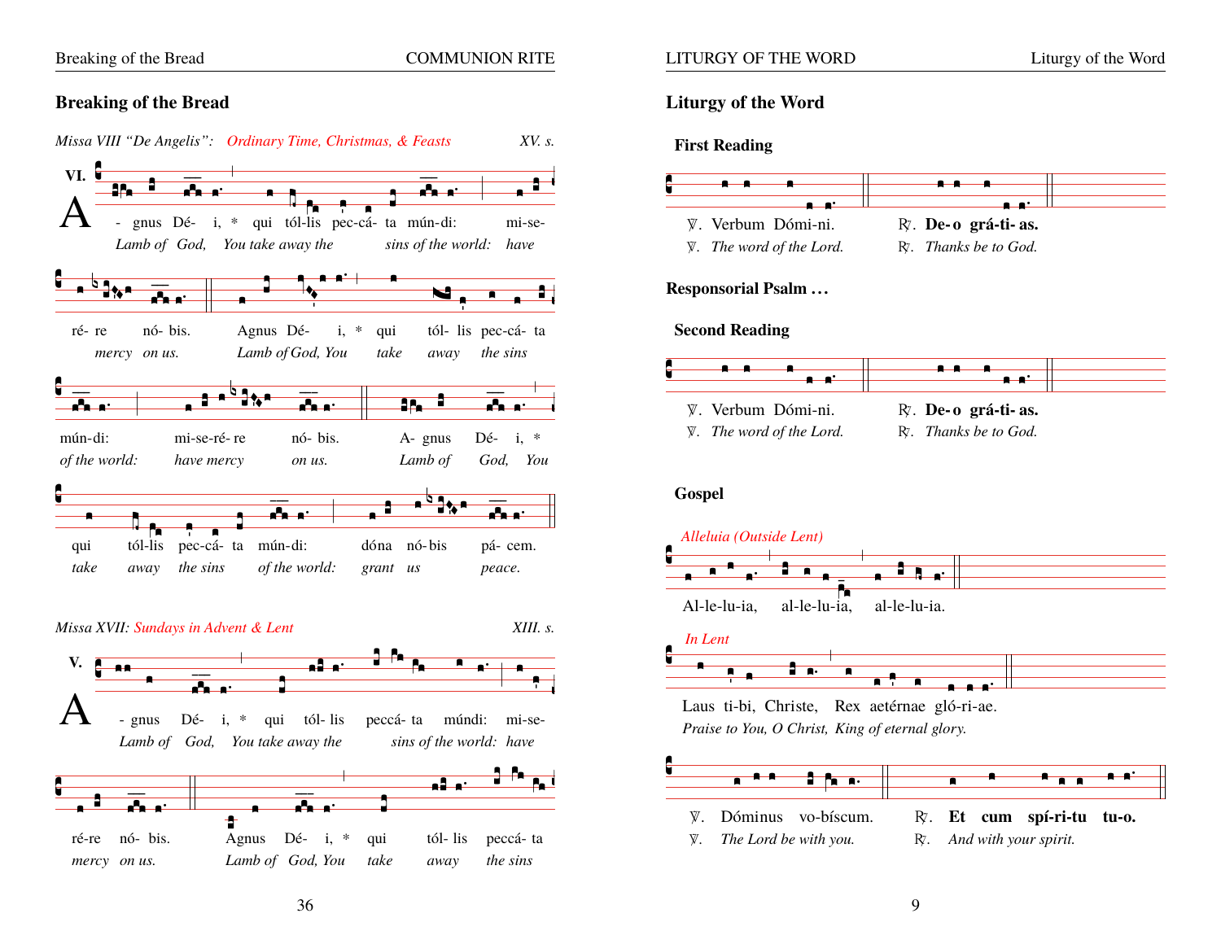## Breaking of the Bread

*Missa VIII "De Angelis": Ordinary Time, Christmas, & Feasts* *XV. s.*

VI.

A - gnus Dé- i, * qui tól-lis pec-cá- ta mún-di: mi-se-
*Lamb of God, You take away the sins of the world: have*

ré- re nó- bis. Agnus Dé- i, * qui tól- lis pec-cá- ta
*mercy on us. Lamb of God, You take away the sins*

mún-di: mi-se-ré- re nó- bis. A- gnus Dé- i, *
*of the world: have mercy on us. Lamb of God, You*

qui tól-lis pec-cá- ta mún-di: dóna nó-bis pá- cem.
*take away the sins of the world: grant us peace.*

*Missa XVII: Sundays in Advent & Lent* *XIII. s.*

V.

A - gnus Dé- i, * qui tól- lis peccá- ta múndi: mi-se-
*Lamb of God, You take away the sins of the world: have*

ré-re nó- bis. Agnus Dé- i, * qui tól- lis peccá- ta
*mercy on us. Lamb of God, You take away the sins*

## Liturgy of the Word

### First Reading

℣. Verbum Dómi-ni. ℟. **De- o grá-ti- as.**
℣. *The word of the Lord.* ℟. *Thanks be to God.*

### Responsorial Psalm ...

### Second Reading

℣. Verbum Dómi-ni. ℟. **De- o grá-ti- as.**
℣. *The word of the Lord.* ℟. *Thanks be to God.*

### Gospel

*Alleluia (Outside Lent)*

Al-le-lu-ia, al-le-lu-ia, al-le-lu-ia.

*In Lent*

Laus ti-bi, Christe, Rex aetérnae gló-ri-ae.
*Praise to You, O Christ, King of eternal glory.*

℣. Dóminus vo-bíscum. ℟. **Et cum spí-ri-tu tu-o.**
℣. *The Lord be with you.* ℟. *And with your spirit.*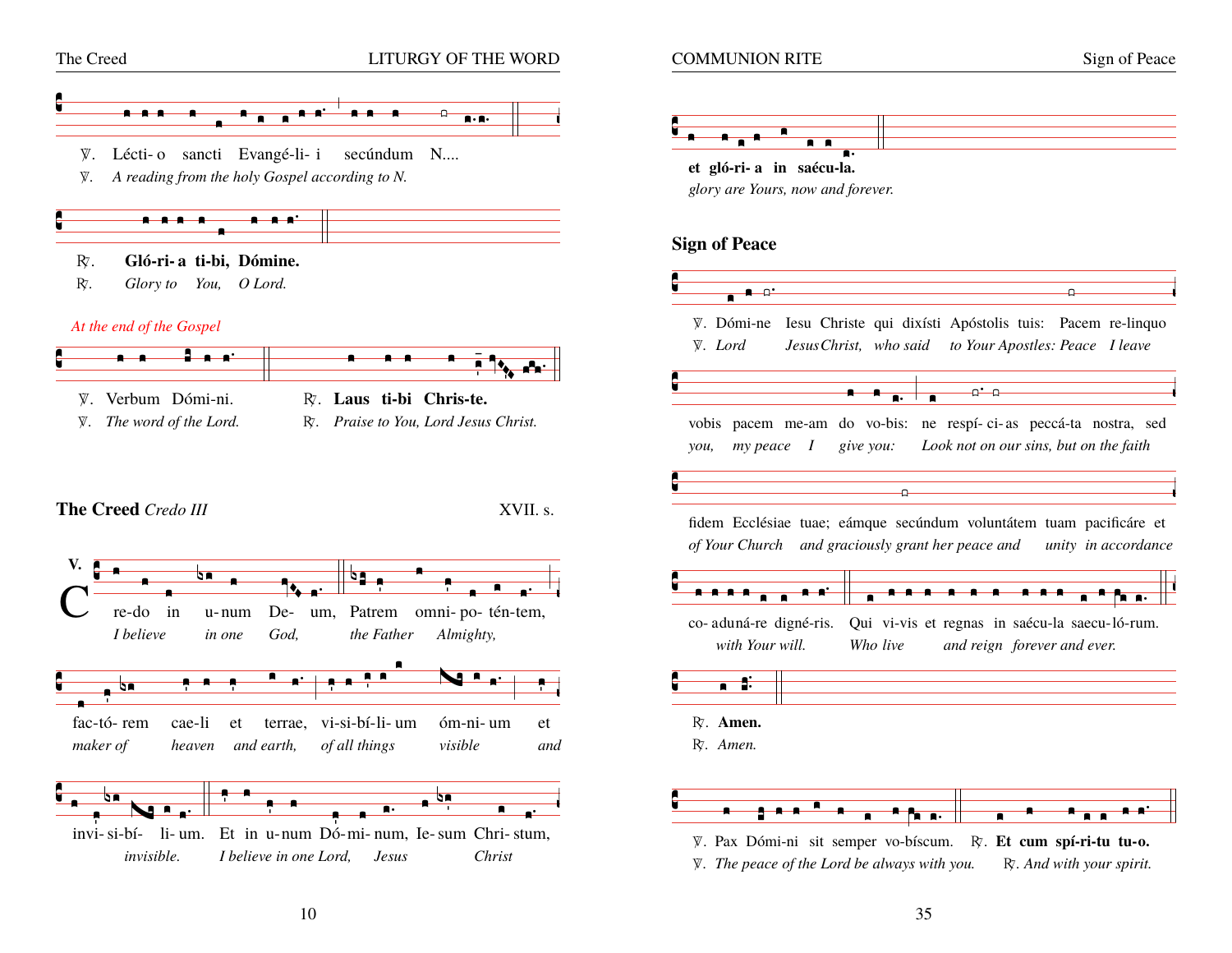℣. Lécti- o sancti Evangé-li- i secúndum N....

℣. *A reading from the holy Gospel according to N.*

℟. **Gló-ri- a ti-bi, Dómine.**

℟. *Glory to You, O Lord.*

*At the end of the Gospel*

℣. Verbum Dómi-ni. ℟. **Laus ti-bi Chris-te.**

℣. *The word of the Lord.* ℟. *Praise to You, Lord Jesus Christ.*

## The Creed *Credo III*

XVII. s.

V. Cre-do in u-num De- um, Patrem omni- po- tén-tem,

*I believe in one God, the Father Almighty,*

fac-tó- rem cae-li et terrae, vi-si-bí-li- um óm-ni- um et

*maker of heaven and earth, of all things visible and*

invi- si-bí- li- um. Et in u-num Dó-mi- num, Ie- sum Chri- stum,

*invisible. I believe in one Lord, Jesus Christ*

et gló-ri- a in saécu-la.

*glory are Yours, now and forever.*

## Sign of Peace

℣. Dómi-ne Iesu Christe qui dixísti Apóstolis tuis: Pacem re-linquo

℣. *Lord Jesus Christ, who said to Your Apostles: Peace I leave*

vobis pacem me-am do vo-bis: ne respí- ci- as peccá-ta nostra, sed

*you, my peace I give you: Look not on our sins, but on the faith*

fidem Ecclésiae tuae; eámque secúndum voluntátem tuam pacificáre et

*of Your Church and graciously grant her peace and unity in accordance*

co- aduná-re digné-ris. Qui vi-vis et regnas in saécu-la saecu-ló-rum.

*with Your will. Who live and reign forever and ever.*

℟. **Amen.**

℟. *Amen.*

℣. Pax Dómi-ni sit semper vo-bíscum. ℟. **Et cum spí-ri-tu tu-o.**

℣. *The peace of the Lord be always with you.* ℟. *And with your spirit.*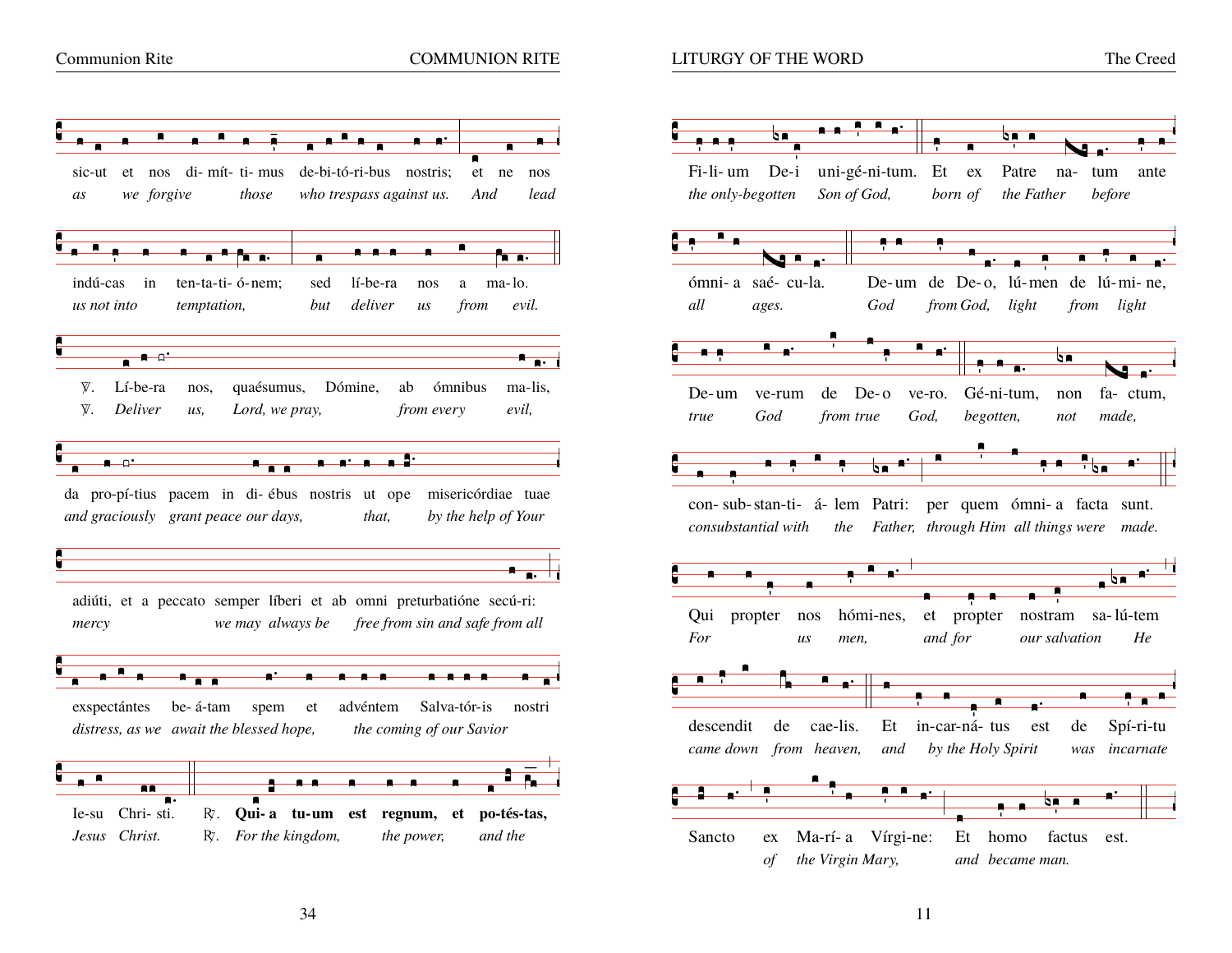sic-ut et nos di- mít- ti- mus de-bi-tó-ri-bus nostris; et ne nos
*as we forgive those who trespass against us. And lead*

indú-cas in ten-ta-ti- ó-nem; sed lí-be-ra nos a ma-lo.
*us not into temptation, but deliver us from evil.*

℣. Lí-be-ra nos, quaésumus, Dómine, ab ómnibus ma-lis,
℣. *Deliver us, Lord, we pray, from every evil,*

da pro-pí-tius pacem in di- ébus nostris ut ope misericórdiae tuae
*and graciously grant peace our days, that, by the help of Your*

adiúti, et a peccato semper líberi et ab omni preturbatióne secú-ri:
*mercy we may always be free from sin and safe from all*

expectántes be- á-tam spem et advéntem Salva-tór-is nostri
*distress, as we await the blessed hope, the coming of our Savior*

Ie-su Chri- sti. ℟. **Qui- a tu-um est regnum, et po-tés-tas,**
*Jesus Christ.* ℟. *For the kingdom, the power, and the*

Fi-li- um De-i uni-gé-ni-tum. Et ex Patre na- tum ante
*the only-begotten Son of God, born of the Father before*

ómni- a saé- cu-la. De- um de De- o, lú- men de lú- mi- ne,
*all ages. God from God, light from light*

De- um ve-rum de De- o ve-ro. Gé-ni-tum, non fa- ctum,
*true God from true God, begotten, not made,*

con- sub- stan-ti- á- lem Patri: per quem ómni- a facta sunt.
*consubstantial with the Father, through Him all things were made.*

Qui propter nos hómi-nes, et propter nostram sa- lú-tem
*For us men, and for our salvation He*

descendit de cae-lis. Et in-car-ná- tus est de Spí-ri-tu
*came down from heaven, and by the Holy Spirit was incarnate*

Sancto ex Ma-rí- a Vírgi-ne: Et homo factus est.
*of the Virgin Mary, and became man.*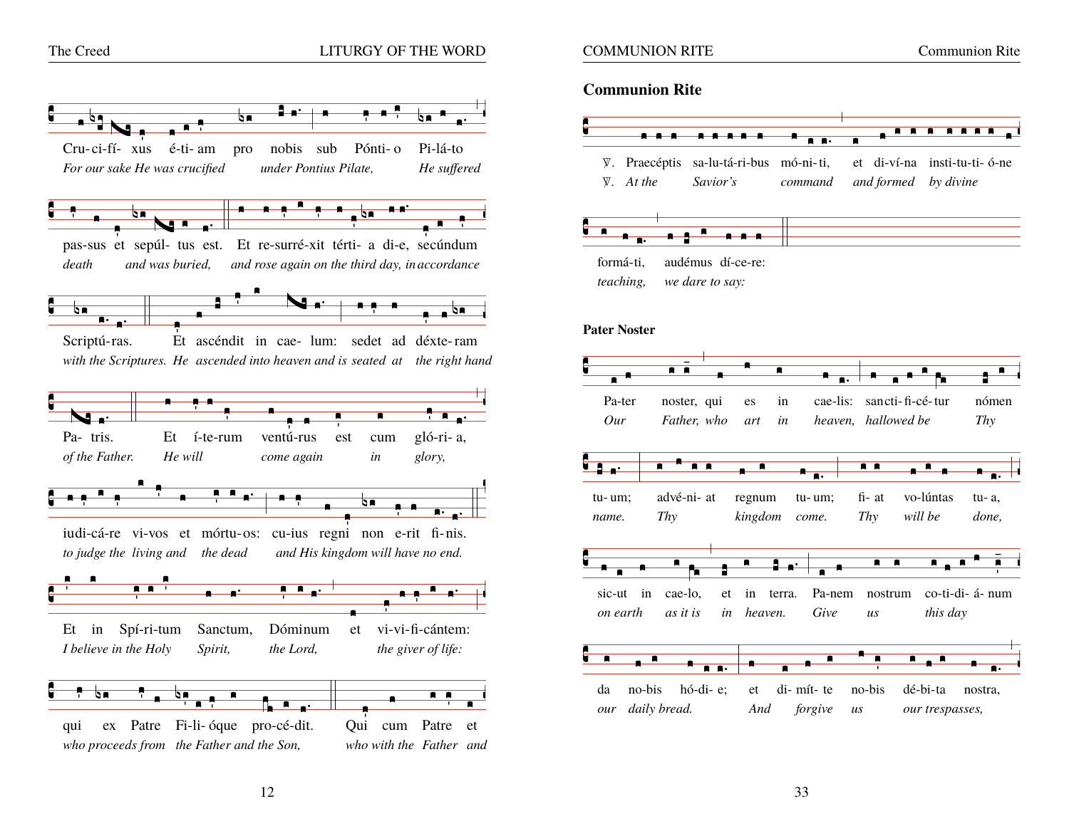Cru-ci-fí- xus é-ti- am pro nobis sub Pónti- o Pi-lá-to
*For our sake He was crucified under Pontius Pilate, He suffered*

pas-sus et sepúl- tus est. Et re-surré-xit térti- a di-e, secúndum
*death and was buried, and rose again on the third day, in accordance*

Scriptú-ras. Et ascéndit in cae- lum: sedet ad déxte-ram
*with the Scriptures. He ascended into heaven and is seated at the right hand*

Pa- tris. Et í-te-rum ventú-rus est cum gló-ri- a,
*of the Father. He will come again in glory,*

iudi-cá-re vi-vos et mórtu-os: cu-ius regni non e-rit fi-nis.
*to judge the living and the dead and His kingdom will have no end.*

Et in Spí-ri-tum Sanctum, Dóminum et vi-vi-fi-cántem:
*I believe in the Holy Spirit, the Lord, the giver of life:*

qui ex Patre Fi-li- óque pro-cé-dit. Qui cum Patre et
*who proceeds from the Father and the Son, who with the Father and*

## Communion Rite

℣. Praecéptis sa-lu-tá-ri-bus mó-ni-ti, et di-ví-na insti-tu-ti- ó-ne
℣. *At the Savior's command and formed by divine*

formá-ti, audémus dí-ce-re:
*teaching, we dare to say:*

### Pater Noster

Pa-ter noster, qui es in cae-lis: sancti-fi-cé-tur nómen
*Our Father, who art in heaven, hallowed be Thy*

tu- um; advé-ni- at regnum tu- um; fi- at vo-lúntas tu- a,
*name. Thy kingdom come. Thy will be done,*

sic-ut in cae-lo, et in terra. Pa-nem nostrum co-ti-di- á- num
*on earth as it is in heaven. Give us this day*

da no-bis hó-di- e; et di- mít- te no-bis dé-bi-ta nostra,
*our daily bread. And forgive us our trespasses,*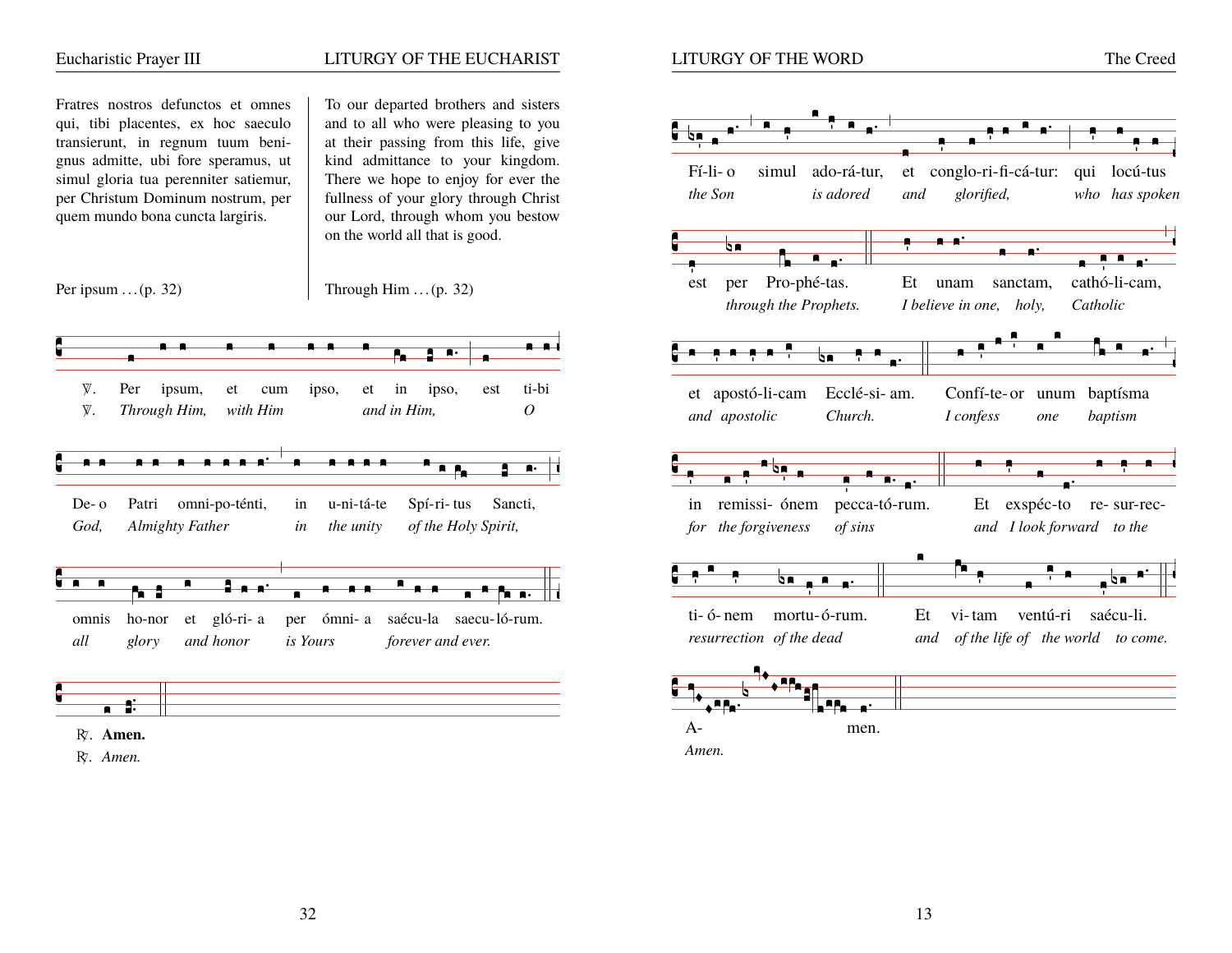Fratres nostros defunctos et omnes qui, tibi placentes, ex hoc saeculo transierunt, in regnum tuum benignus admitte, ubi fore speramus, ut simul gloria tua perenniter satiemur, per Christum Dominum nostrum, per quem mundo bona cuncta largiris.

To our departed brothers and sisters and to all who were pleasing to you at their passing from this life, give kind admittance to your kingdom. There we hope to enjoy for ever the fullness of your glory through Christ our Lord, through whom you bestow on the world all that is good.

Per ipsum . . . (p. 32)

Through Him . . . (p. 32)

℣. Per ipsum, et cum ipso, et in ipso, est ti-bi De- o Patri omni-po-ténti, in u-ni-tá-te Spí-ri- tus Sancti, omnis ho-nor et gló-ri- a per ómni- a saécu-la saecu-ló-rum.

℣. *Through Him, with Him and in Him, O God, Almighty Father in the unity of the Holy Spirit, all glory and honor is Yours forever and ever.*

℟. **Amen.**

℟. *Amen.*

Fí-li- o simul ado-rá-tur, et conglo-ri-fi-cá-tur: qui locú-tus est per Pro-phé-tas. Et unam sanctam, cathó-li-cam, et apostó-li-cam Ecclé-si- am. Confí-te- or unum baptísma in remissi- ónem pecca-tó-rum. Et exspéc-to re- sur-rec-ti- ó- nem mortu- ó-rum. Et vi- tam ventú-ri saécu-li. A- men.

*the Son is adored and glorified, who has spoken through the Prophets. I believe in one, holy, Catholic and apostolic Church. I confess one baptism for the forgiveness of sins and I look forward to the resurrection of the dead and of the life of the world to come. Amen.*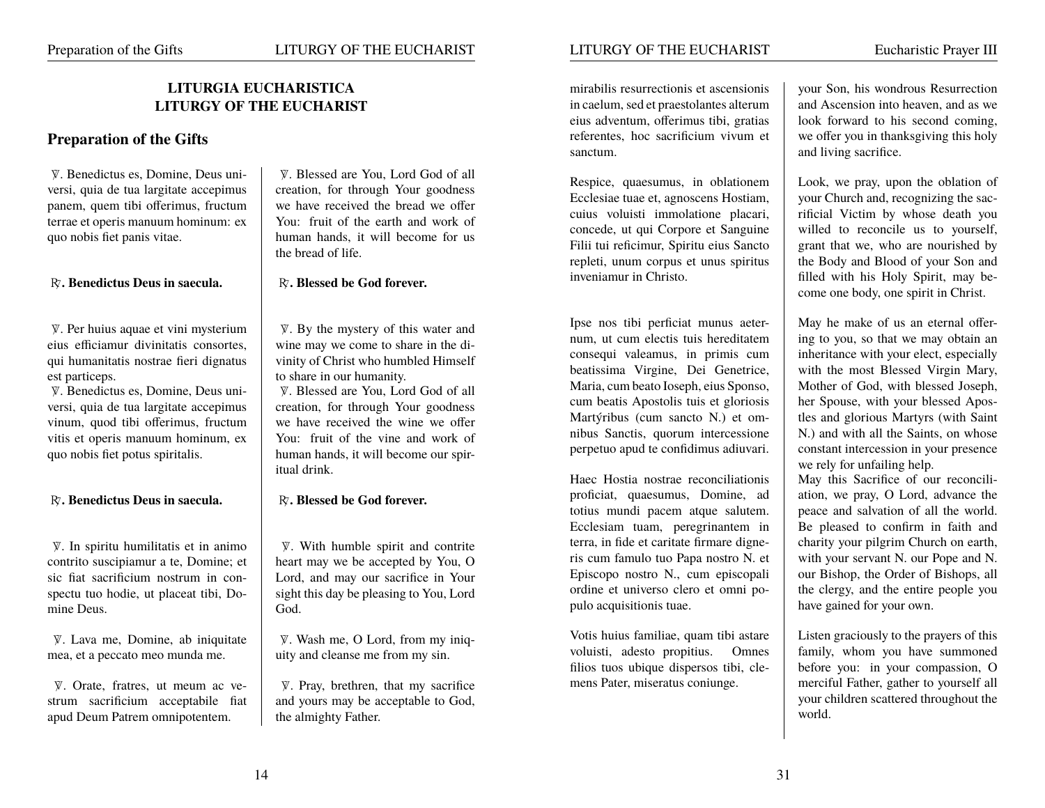# LITURGIA EUCHARISTICA
# LITURGY OF THE EUCHARIST

## Preparation of the Gifts

| Latin | English |
|---|---|
| ℣. Benedictus es, Domine, Deus universi, quia de tua largitate accepimus panem, quem tibi offerimus, fructum terrae et operis manuum hominum: ex quo nobis fiet panis vitae. | ℣. Blessed are You, Lord God of all creation, for through Your goodness we have received the bread we offer You: fruit of the earth and work of human hands, it will become for us the bread of life. |
| ℟. **Benedictus Deus in saecula.** | ℟. **Blessed be God forever.** |
| ℣. Per huius aquae et vini mysterium eius efficiamur divinitatis consortes, qui humanitatis nostrae fieri dignatus est particeps. | ℣. By the mystery of this water and wine may we come to share in the divinity of Christ who humbled Himself to share in our humanity. |
| ℣. Benedictus es, Domine, Deus universi, quia de tua largitate accepimus vinum, quod tibi offerimus, fructum vitis et operis manuum hominum, ex quo nobis fiet potus spiritalis. | ℣. Blessed are You, Lord God of all creation, for through Your goodness we have received the wine we offer You: fruit of the vine and work of human hands, it will become our spiritual drink. |
| ℟. **Benedictus Deus in saecula.** | ℟. **Blessed be God forever.** |
| ℣. In spiritu humilitatis et in animo contrito suscipiamur a te, Domine; et sic fiat sacrificium nostrum in conspectu tuo hodie, ut placeat tibi, Domine Deus. | ℣. With humble spirit and contrite heart may we be accepted by You, O Lord, and may our sacrifice in Your sight this day be pleasing to You, Lord God. |
| ℣. Lava me, Domine, ab iniquitate mea, et a peccato meo munda me. | ℣. Wash me, O Lord, from my iniquity and cleanse me from my sin. |
| ℣. Orate, fratres, ut meum ac vestrum sacrificium acceptabile fiat apud Deum Patrem omnipotentem. | ℣. Pray, brethren, that my sacrifice and yours may be acceptable to God, the almighty Father. |

| Latin | English |
|---|---|
| mirabilis resurrectionis et ascensionis in caelum, sed et praestolantes alterum eius adventum, offerimus tibi, gratias referentes, hoc sacrificium vivum et sanctum. | your Son, his wondrous Resurrection and Ascension into heaven, and as we look forward to his second coming, we offer you in thanksgiving this holy and living sacrifice. |
| Respice, quaesumus, in oblationem Ecclesiae tuae et, agnoscens Hostiam, cuius voluisti immolatione placari, concede, ut qui Corpore et Sanguine Filii tui reficimur, Spiritu eius Sancto repleti, unum corpus et unus spiritus inveniamur in Christo. | Look, we pray, upon the oblation of your Church and, recognizing the sacrificial Victim by whose death you willed to reconcile us to yourself, grant that we, who are nourished by the Body and Blood of your Son and filled with his Holy Spirit, may become one body, one spirit in Christ. |
| Ipse nos tibi perficiat munus aeternum, ut cum electis tuis hereditatem consequi valeamus, in primis cum beatissima Virgine, Dei Genetrice, Maria, cum beato Ioseph, eius Sponso, cum beatis Apostolis tuis et gloriosis Martýribus (cum sancto N.) et omnibus Sanctis, quorum intercessione perpetuo apud te confidimus adiuvari. | May he make of us an eternal offering to you, so that we may obtain an inheritance with your elect, especially with the most Blessed Virgin Mary, Mother of God, with blessed Joseph, her Spouse, with your blessed Apostles and glorious Martyrs (with Saint N.) and with all the Saints, on whose constant intercession in your presence we rely for unfailing help. |
| Haec Hostia nostrae reconciliationis proficiat, quaesumus, Domine, ad totius mundi pacem atque salutem. Ecclesiam tuam, peregrinantem in terra, in fide et caritate firmare digneris cum famulo tuo Papa nostro N. et Episcopo nostro N., cum episcopali ordine et universo clero et omni populo acquisitionis tuae. | May this Sacrifice of our reconciliation, we pray, O Lord, advance the peace and salvation of all the world. Be pleased to confirm in faith and charity your pilgrim Church on earth, with your servant N. our Pope and N. our Bishop, the Order of Bishops, all the clergy, and the entire people you have gained for your own. |
| Votis huius familiae, quam tibi astare voluisti, adesto propitius. Omnes filios tuos ubique dispersos tibi, clemens Pater, miseratus coniunge. | Listen graciously to the prayers of this family, whom you have summoned before you: in your compassion, O merciful Father, gather to yourself all your children scattered throughout the world. |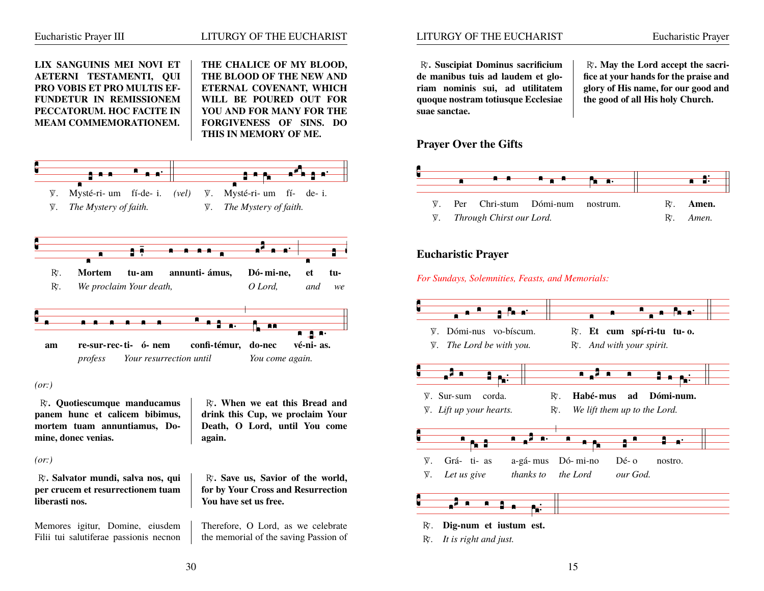**LIX SANGUINIS MEI NOVI ET AETERNI TESTAMENTI, QUI PRO VOBIS ET PRO MULTIS EFFUNDETUR IN REMISSIONEM PECCATORUM. HOC FACITE IN MEAM COMMEMORATIONEM.**

**THE CHALICE OF MY BLOOD, THE BLOOD OF THE NEW AND ETERNAL COVENANT, WHICH WILL BE POURED OUT FOR YOU AND FOR MANY FOR THE FORGIVENESS OF SINS. DO THIS IN MEMORY OF ME.**

℣. Mysté-ri- um fí-de- i. *(vel)* ℣. Mysté-ri- um fí- de- i.

℣. *The Mystery of faith.* ℣. *The Mystery of faith.*

℟. **Mortem tu-am annunti- ámus, Dó- mi-ne, et tu- am re-sur-rec- ti- ó- nem confi-témur, do-nec vé-ni- as.**

℟. *We proclaim Your death, O Lord, and we profess Your resurrection until You come again.*

*(or:)*

℟. **Quotiescumque manducamus panem hunc et calicem bibimus, mortem tuam annuntiamus, Domine, donec venias.**

℟. **When we eat this Bread and drink this Cup, we proclaim Your Death, O Lord, until You come again.**

*(or:)*

℟. **Salvator mundi, salva nos, qui per crucem et resurrectionem tuam liberasti nos.**

℟. **Save us, Savior of the world, for by Your Cross and Resurrection You have set us free.**

Memores igitur, Domine, eiusdem Filii tui salutiferae passionis necnon

Therefore, O Lord, as we celebrate the memorial of the saving Passion of

℟. **Suscipiat Dominus sacrificium de manibus tuis ad laudem et gloriam nominis sui, ad utilitatem quoque nostram totiusque Ecclesiae suae sanctae.**

℟. **May the Lord accept the sacrifice at your hands for the praise and glory of His name, for our good and the good of all His holy Church.**

## Prayer Over the Gifts

℣. Per Chri-stum Dómi-num nostrum. ℟. **Amen.**

℣. *Through Chirst our Lord.* ℟. *Amen.*

## Eucharistic Prayer

*For Sundays, Solemnities, Feasts, and Memorials:*

℣. Dómi-nus vo-bíscum. ℟. **Et cum spí-ri-tu tu- o.**

℣. *The Lord be with you.* ℟. *And with your spirit.*

℣. Sur-sum corda. ℟. **Habé- mus ad Dómi-num.**

℣. *Lift up your hearts.* ℟. *We lift them up to the Lord.*

℣. Grá- ti- as a-gá- mus Dó- mi-no Dé- o nostro.

℣. *Let us give thanks to the Lord our God.*

℟. **Dig-num et iustum est.**

℟. *It is right and just.*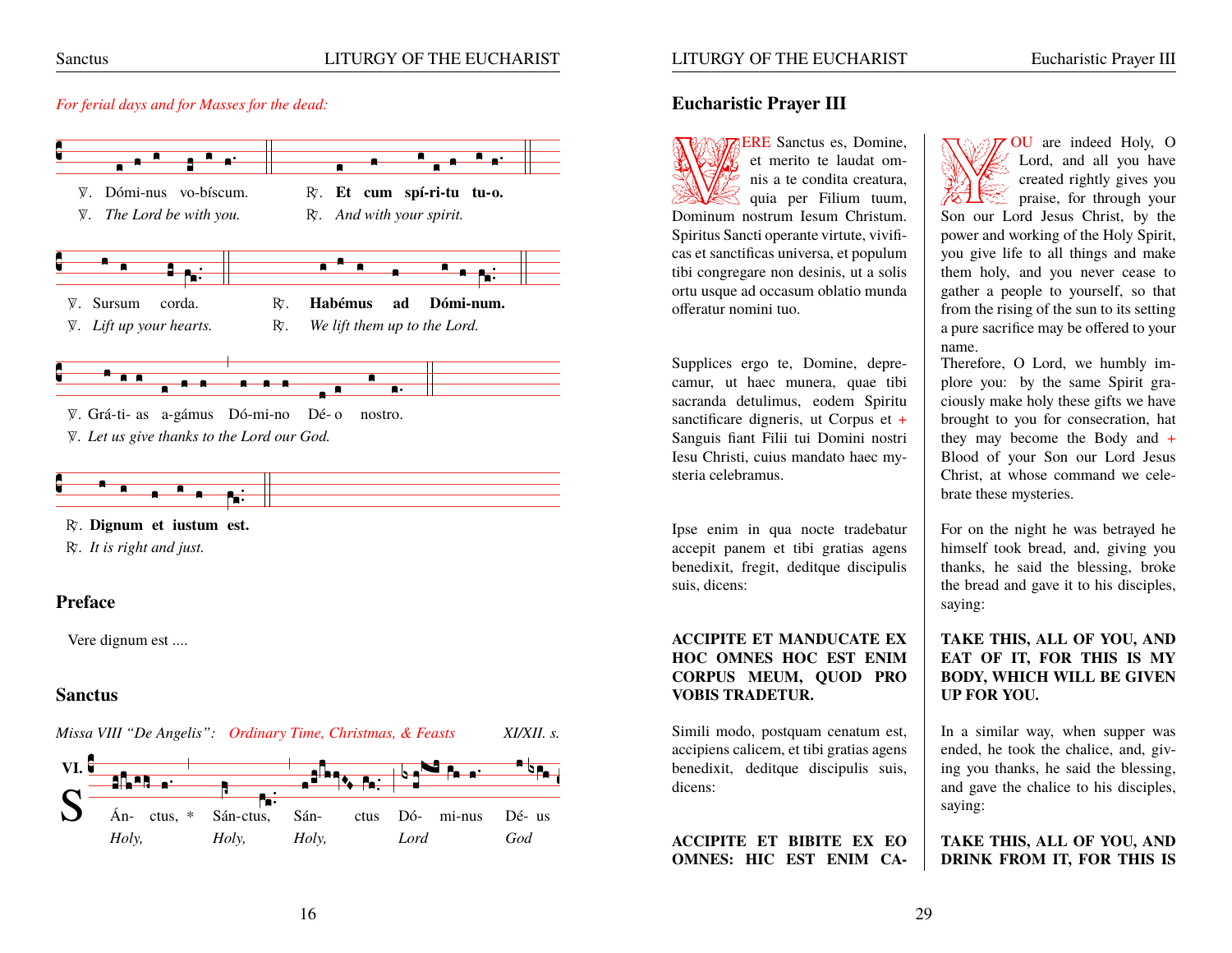*For ferial days and for Masses for the dead:*

℣. Dómi-nus vo-bíscum. ℟. **Et cum spí-ri-tu tu-o.**

℣. *The Lord be with you.* ℟. *And with your spirit.*

℣. Sursum corda. ℟. **Habémus ad Dómi-num.**

℣. *Lift up your hearts.* ℟. *We lift them up to the Lord.*

℣. Grá-ti- as a-gámus Dó-mi-no Dé- o nostro.

℣. *Let us give thanks to the Lord our God.*

℟. **Dignum et iustum est.**

℟. *It is right and just.*

## Preface

Vere dignum est ....

## Sanctus

*Missa VIII "De Angelis":* *Ordinary Time, Christmas, & Feasts* *XI/XII. s.*

VI. SÁn- ctus, * Sán-ctus, Sán- ctus Dó- mi-nus Dé- us

*Holy, Holy, Holy, Lord God*

## Eucharistic Prayer III

VERE Sanctus es, Domine, et merito te laudat omnis a te condita creatura, quia per Filium tuum, Dominum nostrum Iesum Christum, Spiritus Sancti operante virtute, vivificas et sanctificas universa, et populum tibi congregare non desinis, ut a solis ortu usque ad occasum oblatio munda offeratur nomini tuo.

YOU are indeed Holy, O Lord, and all you have created rightly gives you praise, for through your Son our Lord Jesus Christ, by the power and working of the Holy Spirit, you give life to all things and make them holy, and you never cease to gather a people to yourself, so that from the rising of the sun to its setting a pure sacrifice may be offered to your name.

Supplices ergo te, Domine, deprecamur, ut haec munera, quae tibi sacranda detulimus, eodem Spiritu sanctificare digneris, ut Corpus et + Sanguis fiant Filii tui Domini nostri Iesu Christi, cuius mandato haec mysteria celebramus.

Therefore, O Lord, we humbly implore you: by the same Spirit graciously make holy these gifts we have brought to you for consecration, hat they may become the Body and + Blood of your Son our Lord Jesus Christ, at whose command we celebrate these mysteries.

Ipse enim in qua nocte tradebatur accepit panem et tibi gratias agens benedixit, fregit, deditque discipulis suis, dicens:

For on the night he was betrayed he himself took bread, and, giving you thanks, he said the blessing, broke the bread and gave it to his disciples, saying:

**ACCIPITE ET MANDUCATE EX HOC OMNES HOC EST ENIM CORPUS MEUM, QUOD PRO VOBIS TRADETUR.**

**TAKE THIS, ALL OF YOU, AND EAT OF IT, FOR THIS IS MY BODY, WHICH WILL BE GIVEN UP FOR YOU.**

Simili modo, postquam cenatum est, accipiens calicem, et tibi gratias agens benedixit, deditque discipulis suis, dicens:

In a similar way, when supper was ended, he took the chalice, and, giving you thanks, he said the blessing, and gave the chalice to his disciples, saying:

**ACCIPITE ET BIBITE EX EO OMNES: HIC EST ENIM CA-**

**TAKE THIS, ALL OF YOU, AND DRINK FROM IT, FOR THIS IS**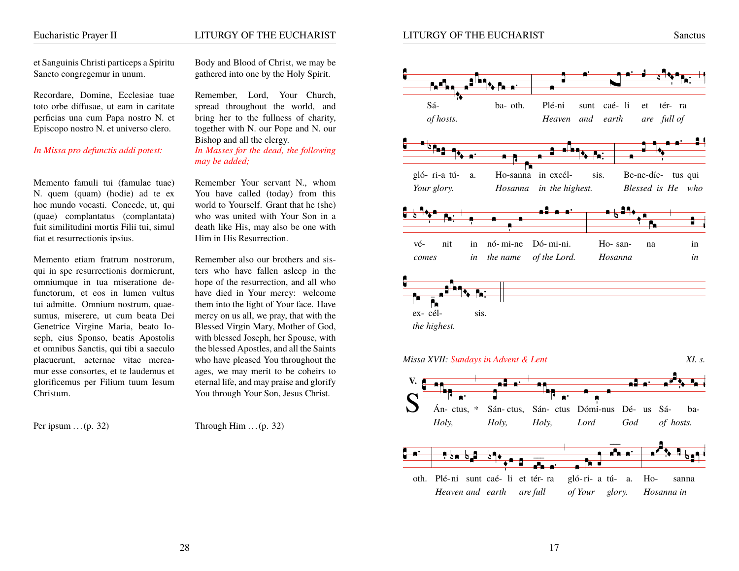et Sanguinis Christi particeps a Spiritu Sancto congregemur in unum.

Body and Blood of Christ, we may be gathered into one by the Holy Spirit.

Recordare, Domine, Ecclesiae tuae toto orbe diffusae, ut eam in caritate perficias una cum Papa nostro N. et Episcopo nostro N. et universo clero.

Remember, Lord, Your Church, spread throughout the world, and bring her to the fullness of charity, together with N. our Pope and N. our Bishop and all the clergy.

*In Missa pro defunctis addi potest:*

*In Masses for the dead, the following may be added;*

Memento famuli tui (famulae tuae) N. quem (quam) (hodie) ad te ex hoc mundo vocasti. Concede, ut, qui (quae) complantatus (complantata) fuit similitudini mortis Filii tui, simul fiat et resurrectionis ipsius.

Remember Your servant N., whom You have called (today) from this world to Yourself. Grant that he (she) who was united with Your Son in a death like His, may also be one with Him in His Resurrection.

Memento etiam fratrum nostrorum, qui in spe resurrectionis dormierunt, omniumque in tua miseratione defunctorum, et eos in lumen vultus tui admitte. Omnium nostrum, quaesumus, miserere, ut cum beata Dei Genetrice Virgine Maria, beato Ioseph, eius Sponso, beatis Apostolis et omnibus Sanctis, qui tibi a saeculo placuerunt, aeternae vitae mereamur esse consortes, et te laudemus et glorificemus per Filium tuum Iesum Christum.

Remember also our brothers and sisters who have fallen asleep in the hope of the resurrection, and all who have died in Your mercy: welcome them into the light of Your face. Have mercy on us all, we pray, that with the Blessed Virgin Mary, Mother of God, with blessed Joseph, her Spouse, with the blessed Apostles, and all the Saints who have pleased You throughout the ages, we may merit to be coheirs to eternal life, and may praise and glorify You through Your Son, Jesus Christ.

Per ipsum . . . (p. 32)

Through Him . . . (p. 32)

Sá- ba- oth. Plé-ni sunt caé- li et tér- ra
*of hosts. Heaven and earth are full of*

gló- ri-a tú- a. Ho-sanna in excél- sis. Be-ne-díc- tus qui
*Your glory. Hosanna in the highest. Blessed is He who*

vé- nit in nó- mi-ne Dó- mi-ni. Ho- san- na in
*comes in the name of the Lord. Hosanna in*

ex- cél- sis.
*the highest.*

*Missa XVII:* *Sundays in Advent & Lent* *XI. s.*

V.

SÁn- ctus, * Sán- ctus, Sán- ctus Dómi-nus Dé- us Sá- ba-
*Holy, Holy, Holy, Lord God of hosts.*

oth. Plé- ni sunt caé- li et tér- ra gló- ri- a tú- a. Ho- sanna
*Heaven and earth are full of Your glory. Hosanna in*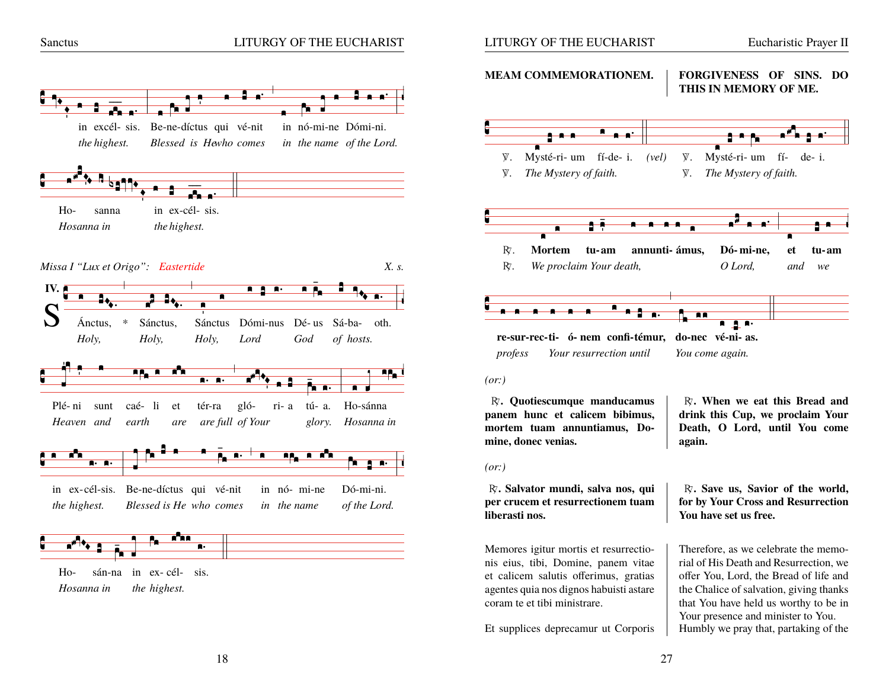in excél- sis. Be-ne-díctus qui vé-nit in nó-mi-ne Dómi-ni.
*the highest. Blessed is He who comes in the name of the Lord.*

Ho- sanna in ex-cél- sis.
*Hosanna in the highest.*

*Missa I "Lux et Origo": Eastertide* *X. s.*

**IV.**

SÁnctus, * Sánctus, Sánctus Dómi-nus Dé- us Sá-ba- oth.
*Holy, Holy, Holy, Lord God of hosts.*

Plé- ni sunt caé- li et tér-ra gló- ri- a tú- a. Ho-sánna
*Heaven and earth are are full of Your glory. Hosanna in*

in ex-cél-sis. Be-ne-díctus qui vé-nit in nó- mi-ne Dó-mi-ni.
*the highest. Blessed is He who comes in the name of the Lord.*

Ho- sán-na in ex- cél- sis.
*Hosanna in the highest.*

**MEAM COMMEMORATIONEM.**

**FORGIVENESS OF SINS. DO THIS IN MEMORY OF ME.**

℣. Mysté-ri- um fí-de- i. *(vel)* ℣. Mysté-ri- um fí- de- i.
℣. *The Mystery of faith.* ℣. *The Mystery of faith.*

℟. **Mortem tu-am annunti- ámus, Dó- mi-ne, et tu-am**
℟. *We proclaim Your death, O Lord, and we*

**re-sur-rec-ti- ó- nem confi-témur, do-nec vé-ni- as.**
*profess Your resurrection until You come again.*

*(or:)*

℟. **Quotiescumque manducamus panem hunc et calicem bibimus, mortem tuam annuntiamus, Domine, donec venias.**

℟. **When we eat this Bread and drink this Cup, we proclaim Your Death, O Lord, until You come again.**

*(or:)*

℟. **Salvator mundi, salva nos, qui per crucem et resurrectionem tuam liberasti nos.**

℟. **Save us, Savior of the world, for by Your Cross and Resurrection You have set us free.**

Memores igitur mortis et resurrectionis eius, tibi, Domine, panem vitae et calicem salutis offerimus, gratias agentes quia nos dignos habuisti astare coram te et tibi ministrare.

Therefore, as we celebrate the memorial of His Death and Resurrection, we offer You, Lord, the Bread of life and the Chalice of salvation, giving thanks that You have held us worthy to be in Your presence and minister to You.

Et supplices deprecamur ut Corporis

Humbly we pray that, partaking of the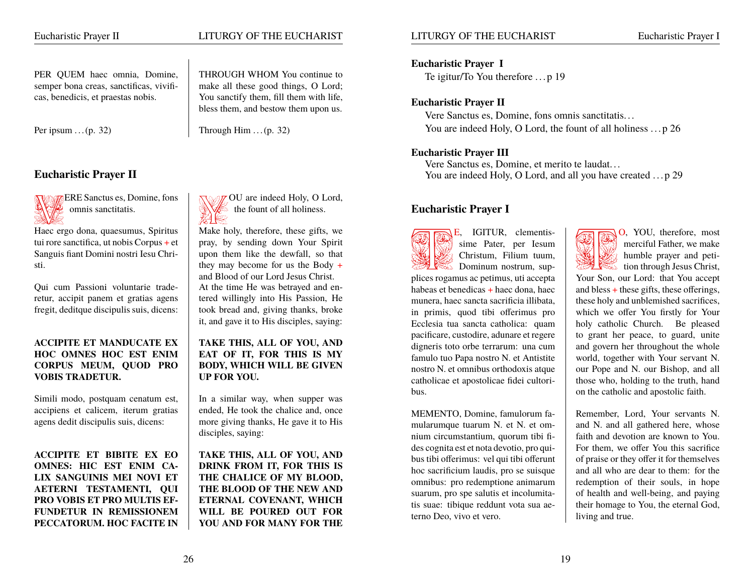PER QUEM haec omnia, Domine, semper bona creas, sanctificas, vivificas, benedicis, et praestas nobis.

THROUGH WHOM You continue to make all these good things, O Lord; You sanctify them, fill them with life, bless them, and bestow them upon us.

Per ipsum . . . (p. 32)

Through Him . . . (p. 32)

## Eucharistic Prayer II

VERE Sanctus es, Domine, fons omnis sanctitatis.

YOU are indeed Holy, O Lord, the fount of all holiness.

Haec ergo dona, quaesumus, Spiritus tui rore sanctifica, ut nobis Corpus + et Sanguis fiant Domini nostri Iesu Christi.

Make holy, therefore, these gifts, we pray, by sending down Your Spirit upon them like the dewfall, so that they may become for us the Body + and Blood of our Lord Jesus Christ.

Qui cum Passioni voluntarie traderetur, accipit panem et gratias agens fregit, deditque discipulis suis, dicens:

At the time He was betrayed and entered willingly into His Passion, He took bread and, giving thanks, broke it, and gave it to His disciples, saying:

**ACCIPITE ET MANDUCATE EX HOC OMNES HOC EST ENIM CORPUS MEUM, QUOD PRO VOBIS TRADETUR.**

**TAKE THIS, ALL OF YOU, AND EAT OF IT, FOR THIS IS MY BODY, WHICH WILL BE GIVEN UP FOR YOU.**

Simili modo, postquam cenatum est, accipiens et calicem, iterum gratias agens dedit discipulis suis, dicens:

In a similar way, when supper was ended, He took the chalice and, once more giving thanks, He gave it to His disciples, saying:

**ACCIPITE ET BIBITE EX EO OMNES: HIC EST ENIM CALIX SANGUINIS MEI NOVI ET AETERNI TESTAMENTI, QUI PRO VOBIS ET PRO MULTIS EFFUNDETUR IN REMISSIONEM PECCATORUM. HOC FACITE IN**

**TAKE THIS, ALL OF YOU, AND DRINK FROM IT, FOR THIS IS THE CHALICE OF MY BLOOD, THE BLOOD OF THE NEW AND ETERNAL COVENANT, WHICH WILL BE POURED OUT FOR YOU AND FOR MANY FOR THE**

**Eucharistic Prayer I**
Te igitur/To You therefore . . . p 19

**Eucharistic Prayer II**
Vere Sanctus es, Domine, fons omnis sanctitatis. . .
You are indeed Holy, O Lord, the fount of all holiness . . . p 26

**Eucharistic Prayer III**
Vere Sanctus es, Domine, et merito te laudat. . .
You are indeed Holy, O Lord, and all you have created . . . p 29

## Eucharistic Prayer I

TE, IGITUR, clementissime Pater, per Iesum Christum, Filium tuum, Dominum nostrum, supplices rogamus ac petimus, uti accepta habeas et benedicas + haec dona, haec munera, haec sancta sacrificia illibata, in primis, quod tibi offerimus pro Ecclesia tua sancta catholica: quam pacificare, custodire, adunare et regere digneris toto orbe terrarum: una cum famulo tuo Papa nostro N. et Antistite nostro N. et omnibus orthodoxis atque catholicae et apostolicae fidei cultoribus.

TO, YOU, therefore, most merciful Father, we make humble prayer and petition through Jesus Christ, Your Son, our Lord: that You accept and bless + these gifts, these offerings, these holy and unblemished sacrifices, which we offer You firstly for Your holy catholic Church. Be pleased to grant her peace, to guard, unite and govern her throughout the whole world, together with Your servant N. our Pope and N. our Bishop, and all those who, holding to the truth, hand on the catholic and apostolic faith.

MEMENTO, Domine, famulorum famularumque tuarum N. et N. et omnium circumstantium, quorum tibi fides cognita est et nota devotio, pro quibus tibi offerimus: vel qui tibi offerunt hoc sacrificium laudis, pro se suisque omnibus: pro redemptione animarum suarum, pro spe salutis et incolumitatis suae: tibique reddunt vota sua aeterno Deo, vivo et vero.

Remember, Lord, Your servants N. and N. and all gathered here, whose faith and devotion are known to You. For them, we offer You this sacrifice of praise or they offer it for themselves and all who are dear to them: for the redemption of their souls, in hope of health and well-being, and paying their homage to You, the eternal God, living and true.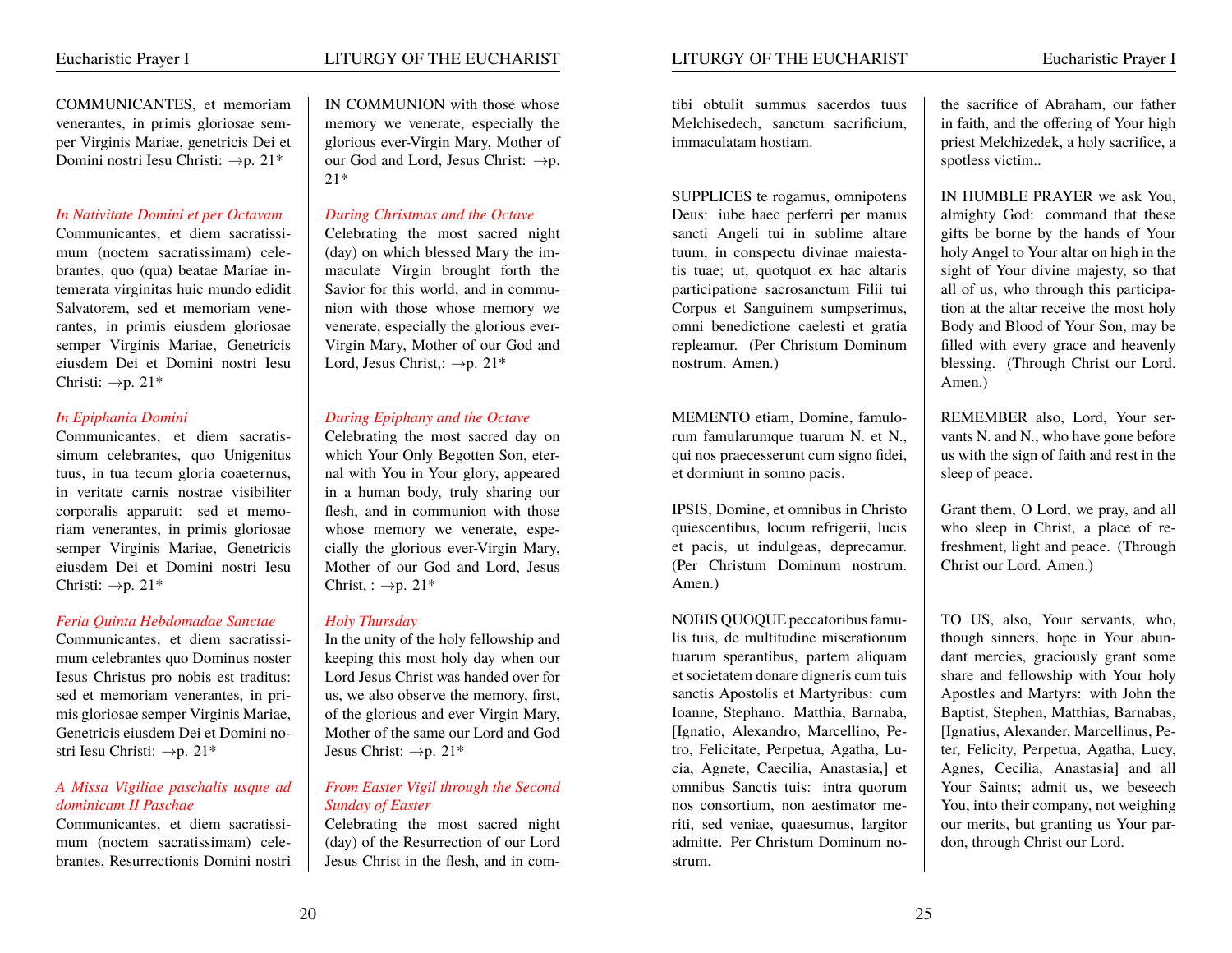COMMUNICANTES, et memoriam venerantes, in primis gloriosae semper Virginis Mariae, genetricis Dei et Domini nostri Iesu Christi: →p. 21*

IN COMMUNION with those whose memory we venerate, especially the glorious ever-Virgin Mary, Mother of our God and Lord, Jesus Christ: →p. 21*

*In Nativitate Domini et per Octavam*

Communicantes, et diem sacratissimum (noctem sacratissimam) celebrantes, quo (qua) beatae Mariae intemerata virginitas huic mundo edidit Salvatorem, sed et memoriam venerantes, in primis eiusdem gloriosae semper Virginis Mariae, Genetricis eiusdem Dei et Domini nostri Iesu Christi: →p. 21*

*During Christmas and the Octave*

Celebrating the most sacred night (day) on which blessed Mary the immaculate Virgin brought forth the Savior for this world, and in communion with those whose memory we venerate, especially the glorious ever-Virgin Mary, Mother of our God and Lord, Jesus Christ,: →p. 21*

*In Epiphania Domini*

Communicantes, et diem sacratissimum celebrantes, quo Unigenitus tuus, in tua tecum gloria coaeternus, in veritate carnis nostrae visibiliter corporalis apparuit: sed et memoriam venerantes, in primis gloriosae semper Virginis Mariae, Genetricis eiusdem Dei et Domini nostri Iesu Christi: →p. 21*

*During Epiphany and the Octave*

Celebrating the most sacred day on which Your Only Begotten Son, eternal with You in Your glory, appeared in a human body, truly sharing our flesh, and in communion with those whose memory we venerate, especially the glorious ever-Virgin Mary, Mother of our God and Lord, Jesus Christ, : →p. 21*

*Feria Quinta Hebdomadae Sanctae*

Communicantes, et diem sacratissimum celebrantes quo Dominus noster Iesus Christus pro nobis est traditus: sed et memoriam venerantes, in primis gloriosae semper Virginis Mariae, Genetricis eiusdem Dei et Domini nostri Iesu Christi: →p. 21*

*Holy Thursday*

In the unity of the holy fellowship and keeping this most holy day when our Lord Jesus Christ was handed over for us, we also observe the memory, first, of the glorious and ever Virgin Mary, Mother of the same our Lord and God Jesus Christ: →p. 21*

*A Missa Vigiliae paschalis usque ad dominicam II Paschae*

Communicantes, et diem sacratissimum (noctem sacratissimam) celebrantes, Resurrectionis Domini nostri

*From Easter Vigil through the Second Sunday of Easter*

Celebrating the most sacred night (day) of the Resurrection of our Lord Jesus Christ in the flesh, and in com-

tibi obtulit summus sacerdos tuus Melchisedech, sanctum sacrificium, immaculatam hostiam.

the sacrifice of Abraham, our father in faith, and the offering of Your high priest Melchizedek, a holy sacrifice, a spotless victim..

SUPPLICES te rogamus, omnipotens Deus: iube haec perferri per manus sancti Angeli tui in sublime altare tuum, in conspectu divinae maiestatis tuae; ut, quotquot ex hac altaris participatione sacrosanctum Filii tui Corpus et Sanguinem sumpserimus, omni benedictione caelesti et gratia repleamur. (Per Christum Dominum nostrum. Amen.)

IN HUMBLE PRAYER we ask You, almighty God: command that these gifts be borne by the hands of Your holy Angel to Your altar on high in the sight of Your divine majesty, so that all of us, who through this participation at the altar receive the most holy Body and Blood of Your Son, may be filled with every grace and heavenly blessing. (Through Christ our Lord. Amen.)

MEMENTO etiam, Domine, famulorum famularumque tuarum N. et N., qui nos praecesserunt cum signo fidei, et dormiunt in somno pacis.

REMEMBER also, Lord, Your servants N. and N., who have gone before us with the sign of faith and rest in the sleep of peace.

IPSIS, Domine, et omnibus in Christo quiescentibus, locum refrigerii, lucis et pacis, ut indulgeas, deprecamur. (Per Christum Dominum nostrum. Amen.)

Grant them, O Lord, we pray, and all who sleep in Christ, a place of refreshment, light and peace. (Through Christ our Lord. Amen.)

NOBIS QUOQUE peccatoribus famulis tuis, de multitudine miserationum tuarum sperantibus, partem aliquam et societatem donare digneris cum tuis sanctis Apostolis et Martyribus: cum Ioanne, Stephano. Matthia, Barnaba, [Ignatio, Alexandro, Marcellino, Petro, Felicitate, Perpetua, Agatha, Lucia, Agnete, Caecilia, Anastasia,] et omnibus Sanctis tuis: intra quorum nos consortium, non aestimator meriti, sed veniae, quaesumus, largitor admitte. Per Christum Dominum nostrum.

TO US, also, Your servants, who, though sinners, hope in Your abundant mercies, graciously grant some share and fellowship with Your holy Apostles and Martyrs: with John the Baptist, Stephen, Matthias, Barnabas, [Ignatius, Alexander, Marcellinus, Peter, Felicity, Perpetua, Agatha, Lucy, Agnes, Cecilia, Anastasia] and all Your Saints; admit us, we beseech You, into their company, not weighing our merits, but granting us Your pardon, through Christ our Lord.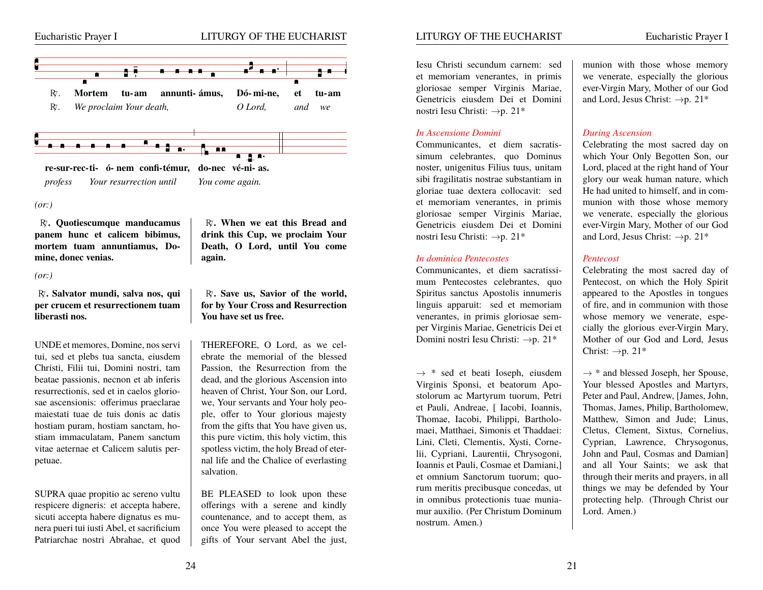℟. **Mortem tu-am annunti- ámus, Dó- mi-ne, et tu-am re-sur-rec-ti- ó- nem confi-témur, do-nec vé-ni- as.**

℟. *We proclaim Your death, O Lord, and we profess Your resurrection until You come again.*

*(or:)*

℟. **Quotiescumque manducamus panem hunc et calicem bibimus, mortem tuam annuntiamus, Domine, donec venias.**

℟. **When we eat this Bread and drink this Cup, we proclaim Your Death, O Lord, until You come again.**

*(or:)*

℟. **Salvator mundi, salva nos, qui per crucem et resurrectionem tuam liberasti nos.**

℟. **Save us, Savior of the world, for by Your Cross and Resurrection You have set us free.**

UNDE et memores, Domine, nos servi tui, sed et plebs tua sancta, eiusdem Christi, Filii tui, Domini nostri, tam beatae passionis, necnon et ab inferis resurrectionis, sed et in caelos gloriosae ascensionis: offerimus praeclarae maiestati tuae de tuis donis ac datis hostiam puram, hostiam sanctam, hostiam immaculatam, Panem sanctum vitae aeternae et Calicem salutis perpetuae.

THEREFORE, O Lord, as we celebrate the memorial of the blessed Passion, the Resurrection from the dead, and the glorious Ascension into heaven of Christ, Your Son, our Lord, we, Your servants and Your holy people, offer to Your glorious majesty from the gifts that You have given us, this pure victim, this holy victim, this spotless victim, the holy Bread of eternal life and the Chalice of everlasting salvation.

SUPRA quae propitio ac sereno vultu respicere digneris: et accepta habere, sicuti accepta habere dignatus es munera pueri tui iusti Abel, et sacrificium Patriarchae nostri Abrahae, et quod

BE PLEASED to look upon these offerings with a serene and kindly countenance, and to accept them, as once You were pleased to accept the gifts of Your servant Abel the just,

Iesu Christi secundum carnem: sed et memoriam venerantes, in primis gloriosae semper Virginis Mariae, Genetricis eiusdem Dei et Domini nostri Iesu Christi: →p. 21*

munion with those whose memory we venerate, especially the glorious ever-Virgin Mary, Mother of our God and Lord, Jesus Christ: →p. 21*

*In Ascensione Domini*

Communicantes, et diem sacratissimum celebrantes, quo Dominus noster, unigenitus Filius tuus, unitam sibi fragilitatis nostrae substantiam in gloriae tuae dextera collocavit: sed et memoriam venerantes, in primis gloriosae semper Virginis Mariae, Genetricis eiusdem Dei et Domini nostri Iesu Christi: →p. 21*

*During Ascension*

Celebrating the most sacred day on which Your Only Begotten Son, our Lord, placed at the right hand of Your glory our weak human nature, which He had united to himself, and in communion with those whose memory we venerate, especially the glorious ever-Virgin Mary, Mother of our God and Lord, Jesus Christ: →p. 21*

*In dominica Pentecostes*

Communicantes, et diem sacratissimum Pentecostes celebrantes, quo Spiritus sanctus Apostolis innumeris linguis apparuit: sed et memoriam venerantes, in primis gloriosae semper Virginis Mariae, Genetricis Dei et Domini nostri Iesu Christi: →p. 21*

*Pentecost*

Celebrating the most sacred day of Pentecost, on which the Holy Spirit appeared to the Apostles in tongues of fire, and in communion with those whose memory we venerate, especially the glorious ever-Virgin Mary, Mother of our God and Lord, Jesus Christ: →p. 21*

→ * sed et beati Ioseph, eiusdem Virginis Sponsi, et beatorum Apostolorum ac Martyrum tuorum, Petri et Pauli, Andreae, [ Iacobi, Ioannis, Thomae, Iacobi, Philippi, Bartholomaei, Matthaei, Simonis et Thaddaei: Lini, Cleti, Clementis, Xysti, Cornelii, Cypriani, Laurentii, Chrysogoni, Ioannis et Pauli, Cosmae et Damiani,] et omnium Sanctorum tuorum; quorum meritis precibusque concedas, ut in omnibus protectionis tuae muniamur auxilio. (Per Christum Dominum nostrum. Amen.)

→ * and blessed Joseph, her Spouse, Your blessed Apostles and Martyrs, Peter and Paul, Andrew, [James, John, Thomas, James, Philip, Bartholomew, Matthew, Simon and Jude; Linus, Cletus, Clement, Sixtus, Cornelius, Cyprian, Lawrence, Chrysogonus, John and Paul, Cosmas and Damian] and all Your Saints; we ask that through their merits and prayers, in all things we may be defended by Your protecting help. (Through Christ our Lord. Amen.)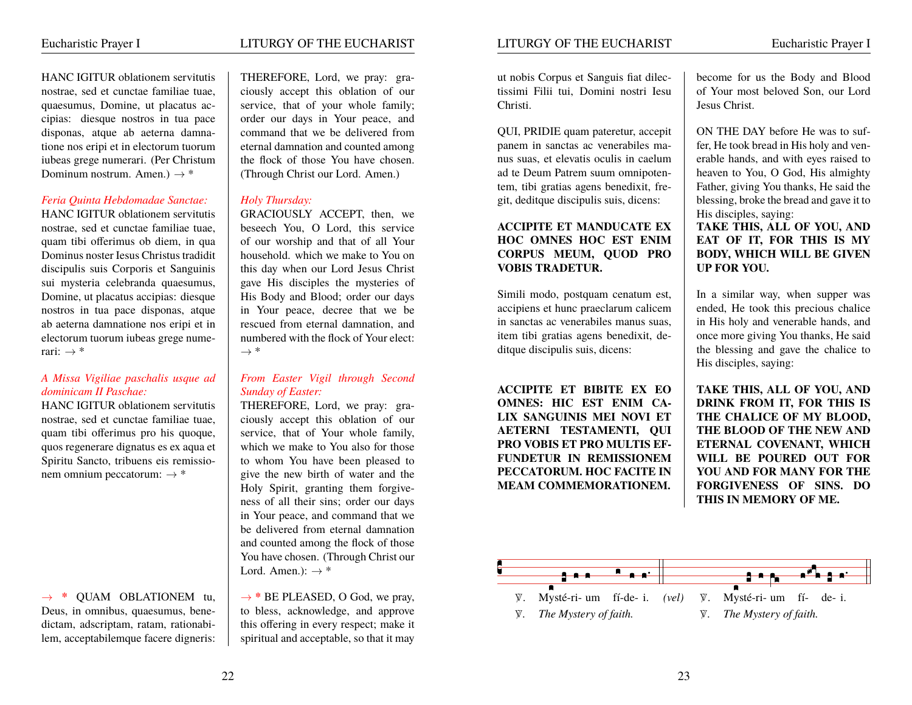HANC IGITUR oblationem servitutis nostrae, sed et cunctae familiae tuae, quaesumus, Domine, ut placatus accipias: diesque nostros in tua pace disponas, atque ab aeterna damnatione nos eripi et in electorum tuorum iubeas grege numerari. (Per Christum Dominum nostrum. Amen.) → *

THEREFORE, Lord, we pray: graciously accept this oblation of our service, that of Your whole family; order our days in Your peace, and command that we be delivered from eternal damnation and counted among the flock of those You have chosen. (Through Christ our Lord. Amen.)

*Feria Quinta Hebdomadae Sanctae:*

HANC IGITUR oblationem servitutis nostrae, sed et cunctae familiae tuae, quam tibi offerimus ob diem, in qua Dominus noster Iesus Christus tradidit discipulis suis Corporis et Sanguinis sui mysteria celebranda quaesumus, Domine, ut placatus accipias: diesque nostros in tua pace disponas, atque ab aeterna damnatione nos eripi et in electorum tuorum iubeas grege numerari: → *

*Holy Thursday:*

GRACIOUSLY ACCEPT, then, we beseech You, O Lord, this service of our worship and that of all Your household. which we make to You on this day when our Lord Jesus Christ gave His disciples the mysteries of His Body and Blood; order our days in Your peace, decree that we be rescued from eternal damnation, and numbered with the flock of Your elect: → *

*A Missa Vigiliae paschalis usque ad dominicam II Paschae:*

HANC IGITUR oblationem servitutis nostrae, sed et cunctae familiae tuae, quam tibi offerimus pro his quoque, quos regenerare dignatus es ex aqua et Spiritu Sancto, tribuens eis remissionem omnium peccatorum: → *

*From Easter Vigil through Second Sunday of Easter:*

THEREFORE, Lord, we pray: graciously accept this oblation of our service, that of Your whole family, which we make to You also for those to whom You have been pleased to give the new birth of water and the Holy Spirit, granting them forgiveness of all their sins; order our days in Your peace, and command that we be delivered from eternal damnation and counted among the flock of those You have chosen. (Through Christ our Lord. Amen.): → *

→ * QUAM OBLATIONEM tu, Deus, in omnibus, quaesumus, benedictam, adscriptam, ratam, rationabilem, acceptabilemque facere digneris: ut nobis Corpus et Sanguis fiat dilectissimi Filii tui, Domini nostri Iesu Christi.

→ * BE PLEASED, O God, we pray, to bless, acknowledge, and approve this offering in every respect; make it spiritual and acceptable, so that it may become for us the Body and Blood of Your most beloved Son, our Lord Jesus Christ.

QUI, PRIDIE quam pateretur, accepit panem in sanctas ac venerabiles manus suas, et elevatis oculis in caelum ad te Deum Patrem suum omnipotentem, tibi gratias agens benedixit, fregit, deditque discipulis suis, dicens:

ON THE DAY before He was to suffer, He took bread in His holy and venerable hands, and with eyes raised to heaven to You, O God, His almighty Father, giving You thanks, He said the blessing, broke the bread and gave it to His disciples, saying:

**ACCIPITE ET MANDUCATE EX HOC OMNES HOC EST ENIM CORPUS MEUM, QUOD PRO VOBIS TRADETUR.**

**TAKE THIS, ALL OF YOU, AND EAT OF IT, FOR THIS IS MY BODY, WHICH WILL BE GIVEN UP FOR YOU.**

Simili modo, postquam cenatum est, accipiens et hunc praeclarum calicem in sanctas ac venerabiles manus suas, item tibi gratias agens benedixit, deditque discipulis suis, dicens:

In a similar way, when supper was ended, He took this precious chalice in His holy and venerable hands, and once more giving You thanks, He said the blessing and gave the chalice to His disciples, saying:

**ACCIPITE ET BIBITE EX EO OMNES: HIC EST ENIM CALIX SANGUINIS MEI NOVI ET AETERNI TESTAMENTI, QUI PRO VOBIS ET PRO MULTIS EFFUNDETUR IN REMISSIONEM PECCATORUM. HOC FACITE IN MEAM COMMEMORATIONEM.**

**TAKE THIS, ALL OF YOU, AND DRINK FROM IT, FOR THIS IS THE CHALICE OF MY BLOOD, THE BLOOD OF THE NEW AND ETERNAL COVENANT, WHICH WILL BE POURED OUT FOR YOU AND FOR MANY FOR THE FORGIVENESS OF SINS. DO THIS IN MEMORY OF ME.**

℣. Mysté-ri- um fí-de- i. *(vel)* ℣. Mysté-ri- um fí- de- i.

℣. *The Mystery of faith.* ℣. *The Mystery of faith.*